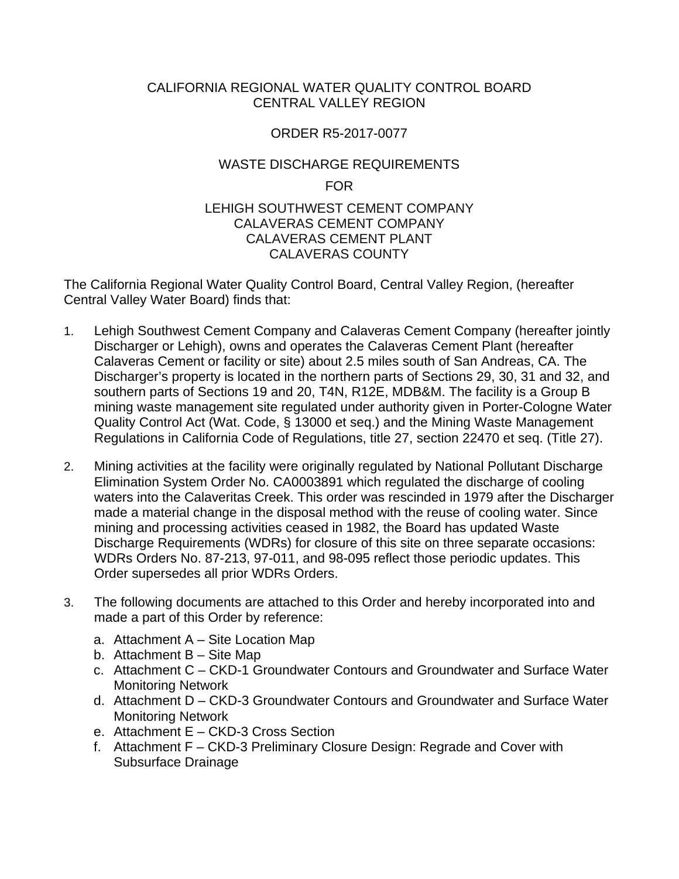CALIFORNIA REGIONAL WATER QUALITY CONTROL BOARD
CENTRAL VALLEY REGION

ORDER R5-2017-0077

WASTE DISCHARGE REQUIREMENTS

FOR

LEHIGH SOUTHWEST CEMENT COMPANY
CALAVERAS CEMENT COMPANY
CALAVERAS CEMENT PLANT
CALAVERAS COUNTY

The California Regional Water Quality Control Board, Central Valley Region, (hereafter Central Valley Water Board) finds that:

1. Lehigh Southwest Cement Company and Calaveras Cement Company (hereafter jointly Discharger or Lehigh), owns and operates the Calaveras Cement Plant (hereafter Calaveras Cement or facility or site) about 2.5 miles south of San Andreas, CA. The Discharger's property is located in the northern parts of Sections 29, 30, 31 and 32, and southern parts of Sections 19 and 20, T4N, R12E, MDB&M. The facility is a Group B mining waste management site regulated under authority given in Porter-Cologne Water Quality Control Act (Wat. Code, § 13000 et seq.) and the Mining Waste Management Regulations in California Code of Regulations, title 27, section 22470 et seq. (Title 27).

2. Mining activities at the facility were originally regulated by National Pollutant Discharge Elimination System Order No. CA0003891 which regulated the discharge of cooling waters into the Calaveritas Creek. This order was rescinded in 1979 after the Discharger made a material change in the disposal method with the reuse of cooling water. Since mining and processing activities ceased in 1982, the Board has updated Waste Discharge Requirements (WDRs) for closure of this site on three separate occasions: WDRs Orders No. 87-213, 97-011, and 98-095 reflect those periodic updates. This Order supersedes all prior WDRs Orders.

3. The following documents are attached to this Order and hereby incorporated into and made a part of this Order by reference:
   a. Attachment A – Site Location Map
   b. Attachment B – Site Map
   c. Attachment C – CKD-1 Groundwater Contours and Groundwater and Surface Water Monitoring Network
   d. Attachment D – CKD-3 Groundwater Contours and Groundwater and Surface Water Monitoring Network
   e. Attachment E – CKD-3 Cross Section
   f. Attachment F – CKD-3 Preliminary Closure Design: Regrade and Cover with Subsurface Drainage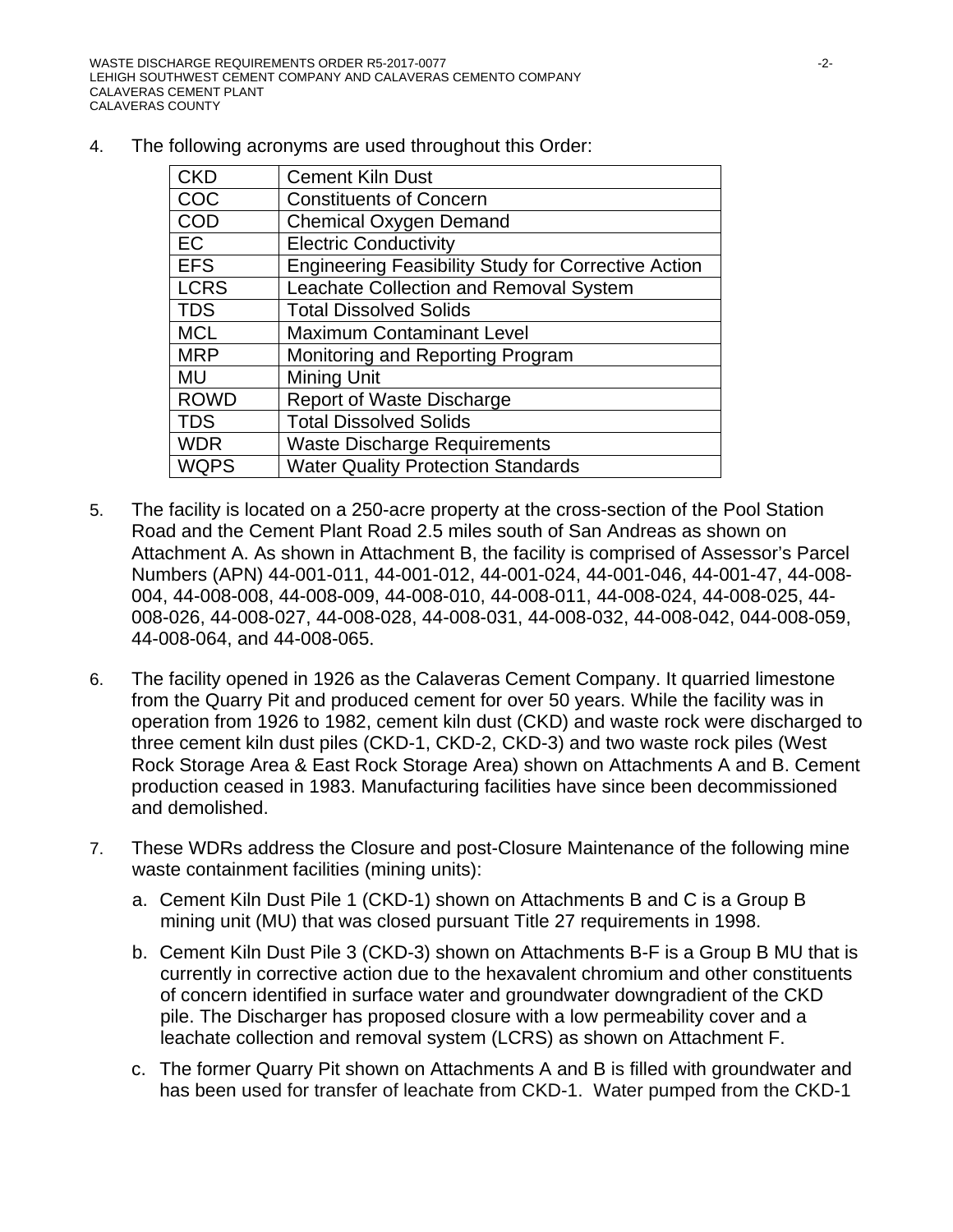4. The following acronyms are used throughout this Order:

| CKD | Cement Kiln Dust |
|---|---|
| COC | Constituents of Concern |
| COD | Chemical Oxygen Demand |
| EC | Electric Conductivity |
| EFS | Engineering Feasibility Study for Corrective Action |
| LCRS | Leachate Collection and Removal System |
| TDS | Total Dissolved Solids |
| MCL | Maximum Contaminant Level |
| MRP | Monitoring and Reporting Program |
| MU | Mining Unit |
| ROWD | Report of Waste Discharge |
| TDS | Total Dissolved Solids |
| WDR | Waste Discharge Requirements |
| WQPS | Water Quality Protection Standards |

5. The facility is located on a 250-acre property at the cross-section of the Pool Station Road and the Cement Plant Road 2.5 miles south of San Andreas as shown on Attachment A. As shown in Attachment B, the facility is comprised of Assessor's Parcel Numbers (APN) 44-001-011, 44-001-012, 44-001-024, 44-001-046, 44-001-47, 44-008-004, 44-008-008, 44-008-009, 44-008-010, 44-008-011, 44-008-024, 44-008-025, 44-008-026, 44-008-027, 44-008-028, 44-008-031, 44-008-032, 44-008-042, 044-008-059, 44-008-064, and 44-008-065.

6. The facility opened in 1926 as the Calaveras Cement Company. It quarried limestone from the Quarry Pit and produced cement for over 50 years. While the facility was in operation from 1926 to 1982, cement kiln dust (CKD) and waste rock were discharged to three cement kiln dust piles (CKD-1, CKD-2, CKD-3) and two waste rock piles (West Rock Storage Area & East Rock Storage Area) shown on Attachments A and B. Cement production ceased in 1983. Manufacturing facilities have since been decommissioned and demolished.

7. These WDRs address the Closure and post-Closure Maintenance of the following mine waste containment facilities (mining units):

   a. Cement Kiln Dust Pile 1 (CKD-1) shown on Attachments B and C is a Group B mining unit (MU) that was closed pursuant Title 27 requirements in 1998.

   b. Cement Kiln Dust Pile 3 (CKD-3) shown on Attachments B-F is a Group B MU that is currently in corrective action due to the hexavalent chromium and other constituents of concern identified in surface water and groundwater downgradient of the CKD pile. The Discharger has proposed closure with a low permeability cover and a leachate collection and removal system (LCRS) as shown on Attachment F.

   c. The former Quarry Pit shown on Attachments A and B is filled with groundwater and has been used for transfer of leachate from CKD-1. Water pumped from the CKD-1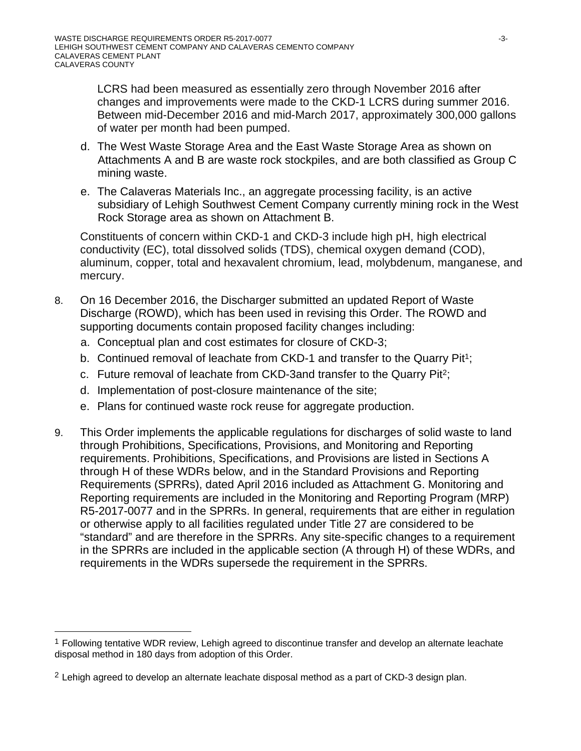LCRS had been measured as essentially zero through November 2016 after changes and improvements were made to the CKD-1 LCRS during summer 2016. Between mid-December 2016 and mid-March 2017, approximately 300,000 gallons of water per month had been pumped.

d. The West Waste Storage Area and the East Waste Storage Area as shown on Attachments A and B are waste rock stockpiles, and are both classified as Group C mining waste.

e. The Calaveras Materials Inc., an aggregate processing facility, is an active subsidiary of Lehigh Southwest Cement Company currently mining rock in the West Rock Storage area as shown on Attachment B.

Constituents of concern within CKD-1 and CKD-3 include high pH, high electrical conductivity (EC), total dissolved solids (TDS), chemical oxygen demand (COD), aluminum, copper, total and hexavalent chromium, lead, molybdenum, manganese, and mercury.

8. On 16 December 2016, the Discharger submitted an updated Report of Waste Discharge (ROWD), which has been used in revising this Order. The ROWD and supporting documents contain proposed facility changes including:

   a. Conceptual plan and cost estimates for closure of CKD-3;
   b. Continued removal of leachate from CKD-1 and transfer to the Quarry Pit[1];
   c. Future removal of leachate from CKD-3and transfer to the Quarry Pit[2];
   d. Implementation of post-closure maintenance of the site;
   e. Plans for continued waste rock reuse for aggregate production.

9. This Order implements the applicable regulations for discharges of solid waste to land through Prohibitions, Specifications, Provisions, and Monitoring and Reporting requirements. Prohibitions, Specifications, and Provisions are listed in Sections A through H of these WDRs below, and in the Standard Provisions and Reporting Requirements (SPRRs), dated April 2016 included as Attachment G. Monitoring and Reporting requirements are included in the Monitoring and Reporting Program (MRP) R5-2017-0077 and in the SPRRs. In general, requirements that are either in regulation or otherwise apply to all facilities regulated under Title 27 are considered to be "standard" and are therefore in the SPRRs. Any site-specific changes to a requirement in the SPRRs are included in the applicable section (A through H) of these WDRs, and requirements in the WDRs supersede the requirement in the SPRRs.

---

[1] Following tentative WDR review, Lehigh agreed to discontinue transfer and develop an alternate leachate disposal method in 180 days from adoption of this Order.

[2] Lehigh agreed to develop an alternate leachate disposal method as a part of CKD-3 design plan.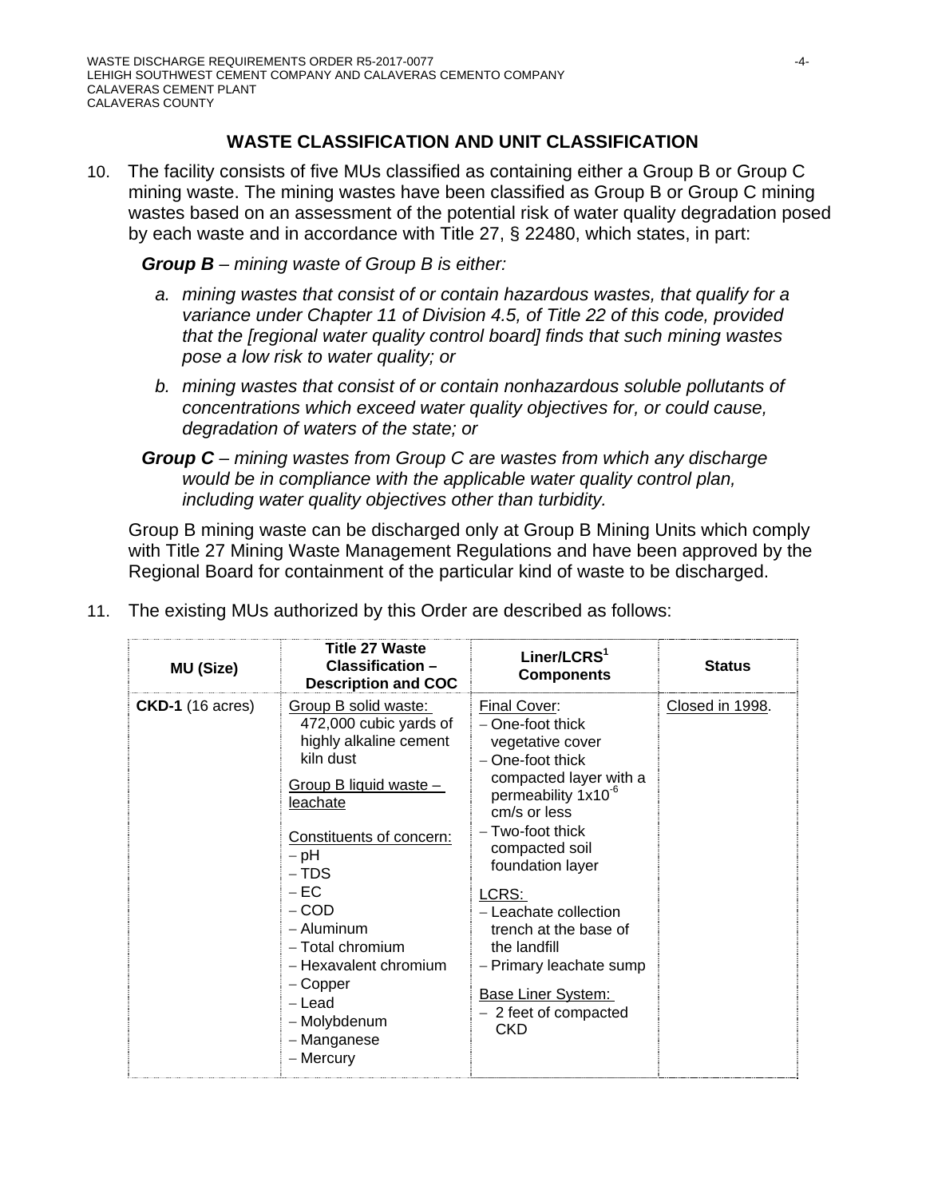## WASTE CLASSIFICATION AND UNIT CLASSIFICATION

10. The facility consists of five MUs classified as containing either a Group B or Group C mining waste. The mining wastes have been classified as Group B or Group C mining wastes based on an assessment of the potential risk of water quality degradation posed by each waste and in accordance with Title 27, § 22480, which states, in part:

    ***Group B*** *– mining waste of Group B is either:*

    a. *mining wastes that consist of or contain hazardous wastes, that qualify for a variance under Chapter 11 of Division 4.5, of Title 22 of this code, provided that the [regional water quality control board] finds that such mining wastes pose a low risk to water quality; or*

    b. *mining wastes that consist of or contain nonhazardous soluble pollutants of concentrations which exceed water quality objectives for, or could cause, degradation of waters of the state; or*

    ***Group C*** *– mining wastes from Group C are wastes from which any discharge would be in compliance with the applicable water quality control plan, including water quality objectives other than turbidity.*

    Group B mining waste can be discharged only at Group B Mining Units which comply with Title 27 Mining Waste Management Regulations and have been approved by the Regional Board for containment of the particular kind of waste to be discharged.

11. The existing MUs authorized by this Order are described as follows:

| MU (Size) | Title 27 Waste Classification – Description and COC | Liner/LCRS[1] Components | Status |
|---|---|---|---|
| **CKD-1** (16 acres) | Group B solid waste: 472,000 cubic yards of highly alkaline cement kiln dust<br><br>Group B liquid waste – leachate<br><br>Constituents of concern:<br>– pH<br>– TDS<br>– EC<br>– COD<br>– Aluminum<br>– Total chromium<br>– Hexavalent chromium<br>– Copper<br>– Lead<br>– Molybdenum<br>– Manganese<br>– Mercury | Final Cover:<br>– One-foot thick vegetative cover<br>– One-foot thick compacted layer with a permeability $1x10^{-6}$ cm/s or less<br>– Two-foot thick compacted soil foundation layer<br><br>LCRS:<br>– Leachate collection trench at the base of the landfill<br>– Primary leachate sump<br><br>Base Liner System:<br>– 2 feet of compacted CKD | Closed in 1998. |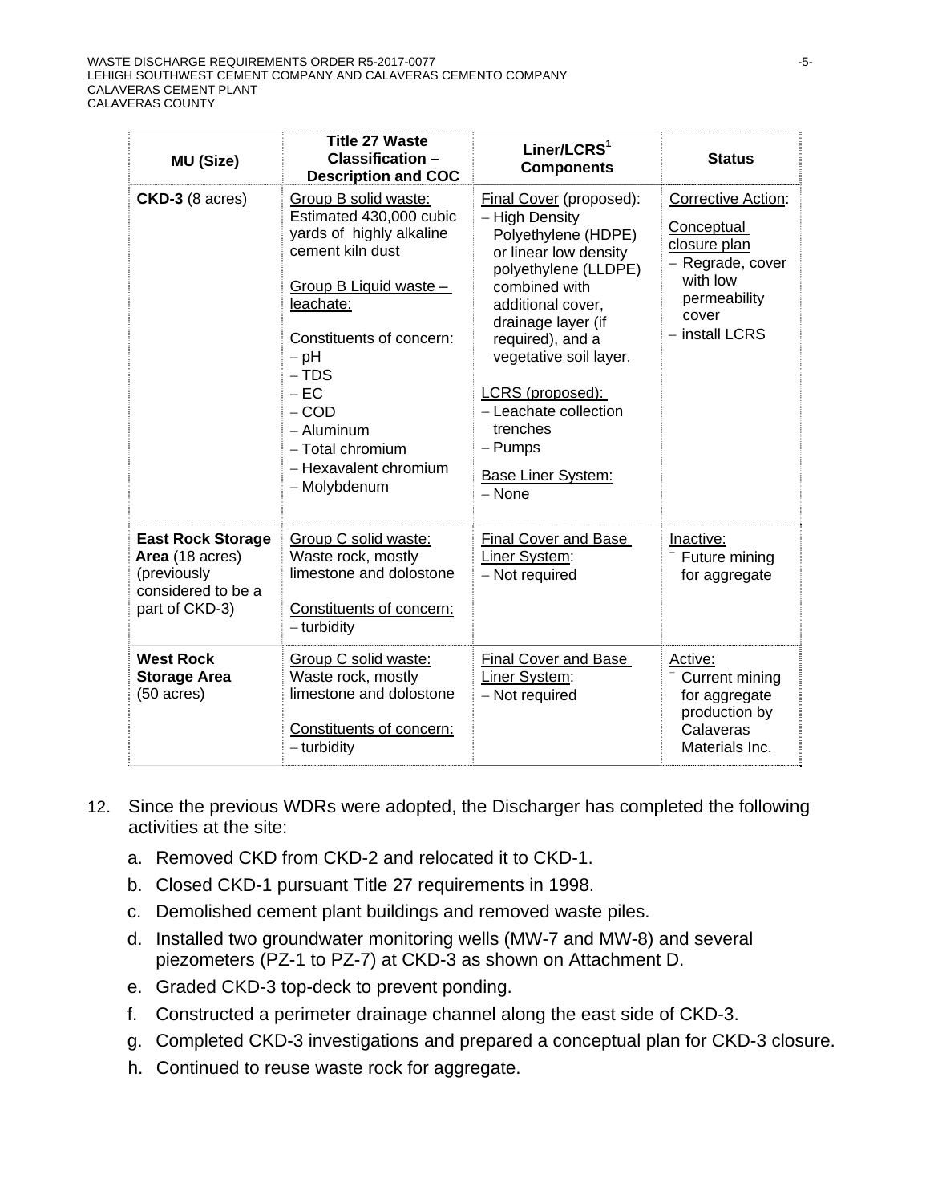| MU (Size) | Title 27 Waste Classification – Description and COC | Liner/LCRS[1] Components | Status |
|---|---|---|---|
| **CKD-3** (8 acres) | Group B solid waste: Estimated 430,000 cubic yards of highly alkaline cement kiln dust<br><br>Group B Liquid waste – leachate:<br><br>Constituents of concern:<br>– pH<br>– TDS<br>– EC<br>– COD<br>– Aluminum<br>– Total chromium<br>– Hexavalent chromium<br>– Molybdenum | Final Cover (proposed):<br>– High Density Polyethylene (HDPE) or linear low density polyethylene (LLDPE) combined with additional cover, drainage layer (if required), and a vegetative soil layer.<br><br>LCRS (proposed):<br>– Leachate collection trenches<br>– Pumps<br><br>Base Liner System:<br>– None | Corrective Action:<br><br>Conceptual closure plan<br>– Regrade, cover with low permeability cover<br>– install LCRS |
| **East Rock Storage Area** (18 acres) (previously considered to be a part of CKD-3) | Group C solid waste: Waste rock, mostly limestone and dolostone<br><br>Constituents of concern:<br>– turbidity | Final Cover and Base Liner System:<br>– Not required | Inactive:<br>– Future mining for aggregate |
| **West Rock Storage Area** (50 acres) | Group C solid waste: Waste rock, mostly limestone and dolostone<br><br>Constituents of concern:<br>– turbidity | Final Cover and Base Liner System:<br>– Not required | Active:<br>– Current mining for aggregate production by Calaveras Materials Inc. |

12. Since the previous WDRs were adopted, the Discharger has completed the following activities at the site:

    a. Removed CKD from CKD-2 and relocated it to CKD-1.

    b. Closed CKD-1 pursuant Title 27 requirements in 1998.

    c. Demolished cement plant buildings and removed waste piles.

    d. Installed two groundwater monitoring wells (MW-7 and MW-8) and several piezometers (PZ-1 to PZ-7) at CKD-3 as shown on Attachment D.

    e. Graded CKD-3 top-deck to prevent ponding.

    f. Constructed a perimeter drainage channel along the east side of CKD-3.

    g. Completed CKD-3 investigations and prepared a conceptual plan for CKD-3 closure.

    h. Continued to reuse waste rock for aggregate.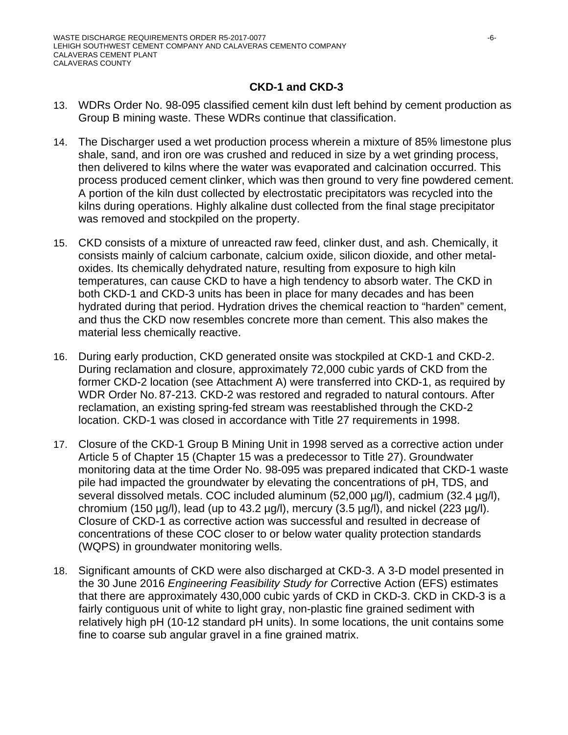## CKD-1 and CKD-3

13. WDRs Order No. 98-095 classified cement kiln dust left behind by cement production as Group B mining waste. These WDRs continue that classification.

14. The Discharger used a wet production process wherein a mixture of 85% limestone plus shale, sand, and iron ore was crushed and reduced in size by a wet grinding process, then delivered to kilns where the water was evaporated and calcination occurred. This process produced cement clinker, which was then ground to very fine powdered cement. A portion of the kiln dust collected by electrostatic precipitators was recycled into the kilns during operations. Highly alkaline dust collected from the final stage precipitator was removed and stockpiled on the property.

15. CKD consists of a mixture of unreacted raw feed, clinker dust, and ash. Chemically, it consists mainly of calcium carbonate, calcium oxide, silicon dioxide, and other metal-oxides. Its chemically dehydrated nature, resulting from exposure to high kiln temperatures, can cause CKD to have a high tendency to absorb water. The CKD in both CKD-1 and CKD-3 units has been in place for many decades and has been hydrated during that period. Hydration drives the chemical reaction to "harden" cement, and thus the CKD now resembles concrete more than cement. This also makes the material less chemically reactive.

16. During early production, CKD generated onsite was stockpiled at CKD-1 and CKD-2. During reclamation and closure, approximately 72,000 cubic yards of CKD from the former CKD-2 location (see Attachment A) were transferred into CKD-1, as required by WDR Order No. 87-213. CKD-2 was restored and regraded to natural contours. After reclamation, an existing spring-fed stream was reestablished through the CKD-2 location. CKD-1 was closed in accordance with Title 27 requirements in 1998.

17. Closure of the CKD-1 Group B Mining Unit in 1998 served as a corrective action under Article 5 of Chapter 15 (Chapter 15 was a predecessor to Title 27). Groundwater monitoring data at the time Order No. 98-095 was prepared indicated that CKD-1 waste pile had impacted the groundwater by elevating the concentrations of pH, TDS, and several dissolved metals. COC included aluminum (52,000 µg/l), cadmium (32.4 µg/l), chromium (150 µg/l), lead (up to 43.2 µg/l), mercury (3.5 µg/l), and nickel (223 µg/l). Closure of CKD-1 as corrective action was successful and resulted in decrease of concentrations of these COC closer to or below water quality protection standards (WQPS) in groundwater monitoring wells.

18. Significant amounts of CKD were also discharged at CKD-3. A 3-D model presented in the 30 June 2016 *Engineering Feasibility Study for C*orrective Action (EFS) estimates that there are approximately 430,000 cubic yards of CKD in CKD-3. CKD in CKD-3 is a fairly contiguous unit of white to light gray, non-plastic fine grained sediment with relatively high pH (10-12 standard pH units). In some locations, the unit contains some fine to coarse sub angular gravel in a fine grained matrix.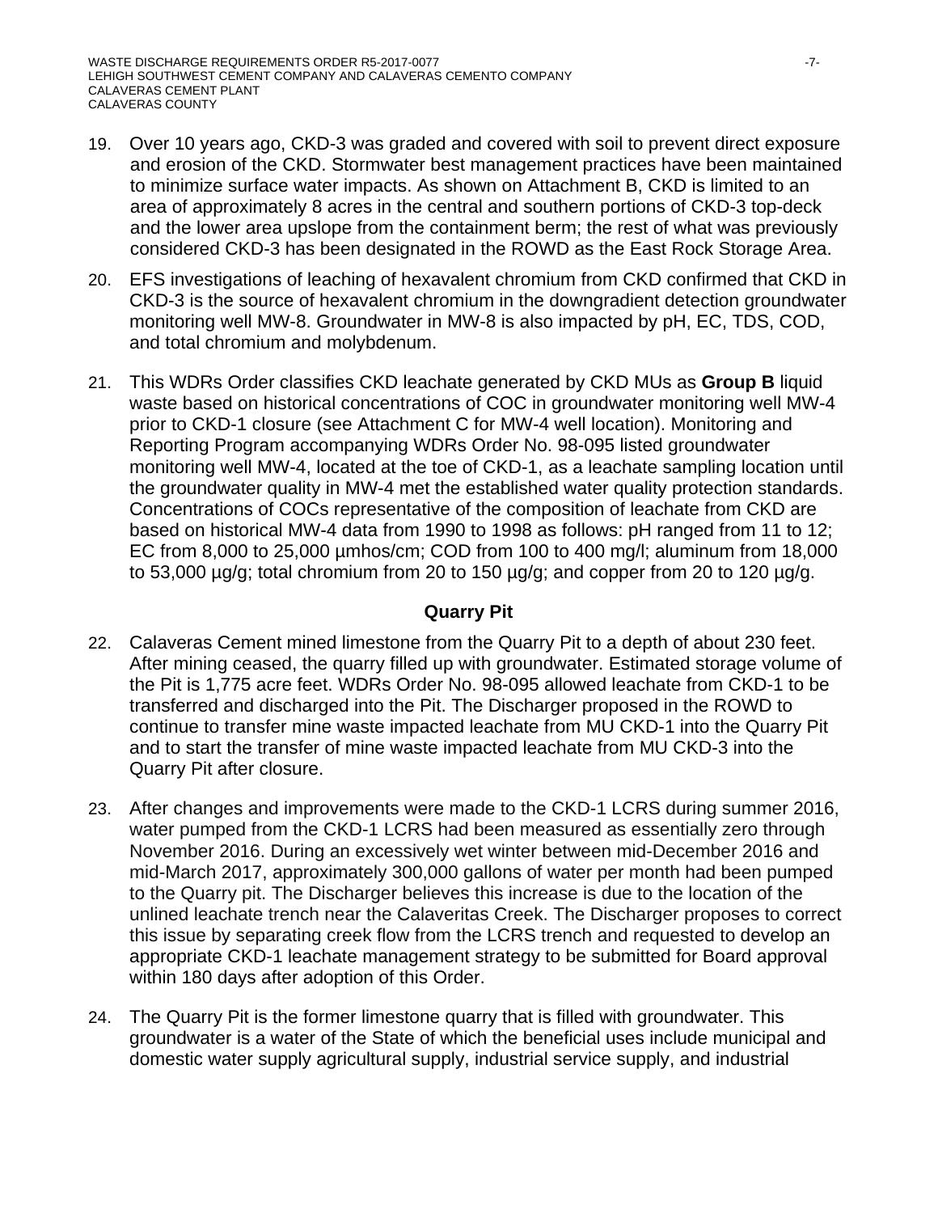19. Over 10 years ago, CKD-3 was graded and covered with soil to prevent direct exposure and erosion of the CKD. Stormwater best management practices have been maintained to minimize surface water impacts. As shown on Attachment B, CKD is limited to an area of approximately 8 acres in the central and southern portions of CKD-3 top-deck and the lower area upslope from the containment berm; the rest of what was previously considered CKD-3 has been designated in the ROWD as the East Rock Storage Area.

20. EFS investigations of leaching of hexavalent chromium from CKD confirmed that CKD in CKD-3 is the source of hexavalent chromium in the downgradient detection groundwater monitoring well MW-8. Groundwater in MW-8 is also impacted by pH, EC, TDS, COD, and total chromium and molybdenum.

21. This WDRs Order classifies CKD leachate generated by CKD MUs as **Group B** liquid waste based on historical concentrations of COC in groundwater monitoring well MW-4 prior to CKD-1 closure (see Attachment C for MW-4 well location). Monitoring and Reporting Program accompanying WDRs Order No. 98-095 listed groundwater monitoring well MW-4, located at the toe of CKD-1, as a leachate sampling location until the groundwater quality in MW-4 met the established water quality protection standards. Concentrations of COCs representative of the composition of leachate from CKD are based on historical MW-4 data from 1990 to 1998 as follows: pH ranged from 11 to 12; EC from 8,000 to 25,000 µmhos/cm; COD from 100 to 400 mg/l; aluminum from 18,000 to 53,000 µg/g; total chromium from 20 to 150 µg/g; and copper from 20 to 120 µg/g.

### Quarry Pit

22. Calaveras Cement mined limestone from the Quarry Pit to a depth of about 230 feet. After mining ceased, the quarry filled up with groundwater. Estimated storage volume of the Pit is 1,775 acre feet. WDRs Order No. 98-095 allowed leachate from CKD-1 to be transferred and discharged into the Pit. The Discharger proposed in the ROWD to continue to transfer mine waste impacted leachate from MU CKD-1 into the Quarry Pit and to start the transfer of mine waste impacted leachate from MU CKD-3 into the Quarry Pit after closure.

23. After changes and improvements were made to the CKD-1 LCRS during summer 2016, water pumped from the CKD-1 LCRS had been measured as essentially zero through November 2016. During an excessively wet winter between mid-December 2016 and mid-March 2017, approximately 300,000 gallons of water per month had been pumped to the Quarry pit. The Discharger believes this increase is due to the location of the unlined leachate trench near the Calaveritas Creek. The Discharger proposes to correct this issue by separating creek flow from the LCRS trench and requested to develop an appropriate CKD-1 leachate management strategy to be submitted for Board approval within 180 days after adoption of this Order.

24. The Quarry Pit is the former limestone quarry that is filled with groundwater. This groundwater is a water of the State of which the beneficial uses include municipal and domestic water supply agricultural supply, industrial service supply, and industrial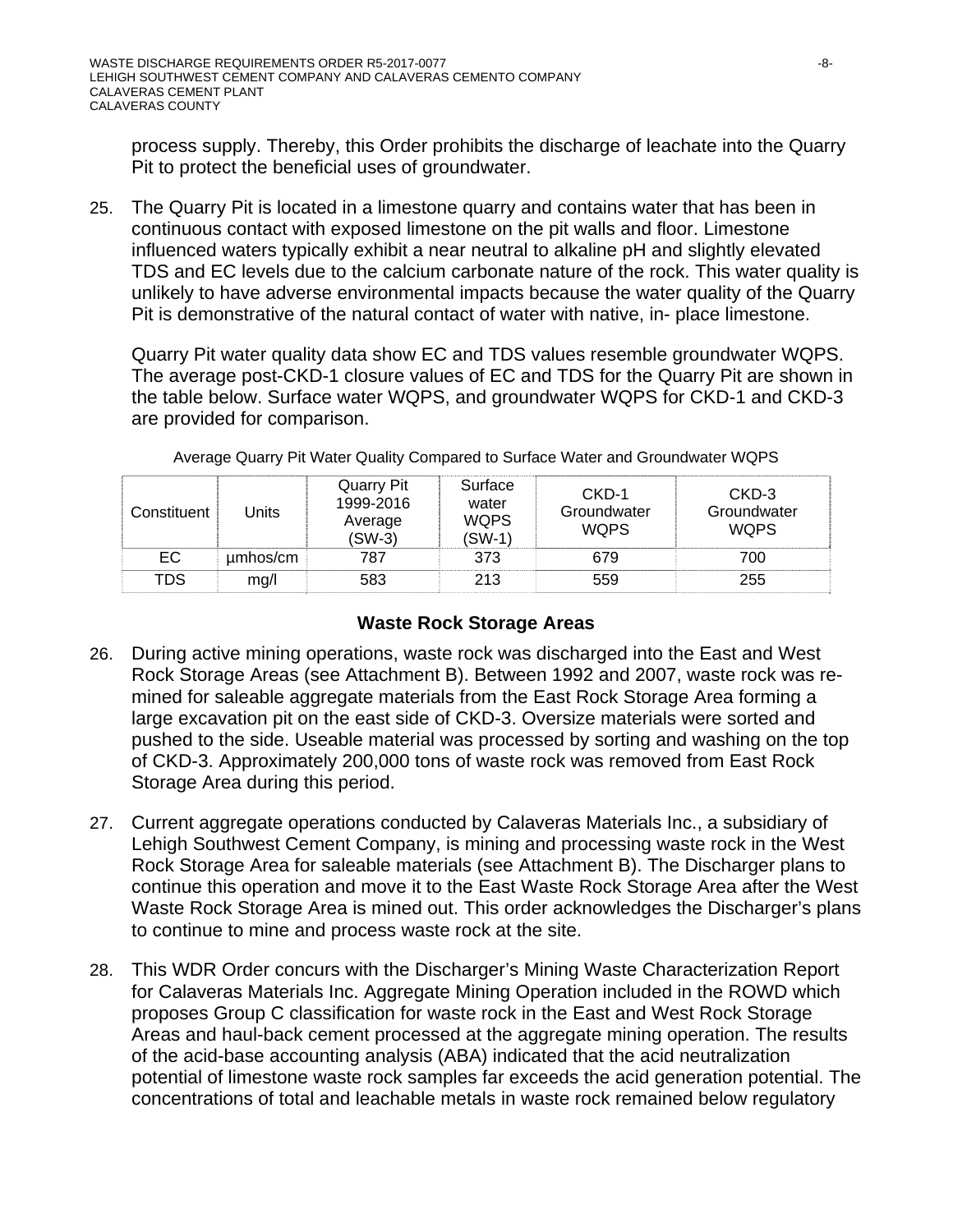process supply. Thereby, this Order prohibits the discharge of leachate into the Quarry Pit to protect the beneficial uses of groundwater.

25. The Quarry Pit is located in a limestone quarry and contains water that has been in continuous contact with exposed limestone on the pit walls and floor. Limestone influenced waters typically exhibit a near neutral to alkaline pH and slightly elevated TDS and EC levels due to the calcium carbonate nature of the rock. This water quality is unlikely to have adverse environmental impacts because the water quality of the Quarry Pit is demonstrative of the natural contact of water with native, in- place limestone.

    Quarry Pit water quality data show EC and TDS values resemble groundwater WQPS. The average post-CKD-1 closure values of EC and TDS for the Quarry Pit are shown in the table below. Surface water WQPS, and groundwater WQPS for CKD-1 and CKD-3 are provided for comparison.

Average Quarry Pit Water Quality Compared to Surface Water and Groundwater WQPS

| Constituent | Units | Quarry Pit 1999-2016 Average (SW-3) | Surface water WQPS (SW-1) | CKD-1 Groundwater WQPS | CKD-3 Groundwater WQPS |
|---|---|---|---|---|---|
| EC | µmhos/cm | 787 | 373 | 679 | 700 |
| TDS | mg/l | 583 | 213 | 559 | 255 |

### Waste Rock Storage Areas

26. During active mining operations, waste rock was discharged into the East and West Rock Storage Areas (see Attachment B). Between 1992 and 2007, waste rock was re-mined for saleable aggregate materials from the East Rock Storage Area forming a large excavation pit on the east side of CKD-3. Oversize materials were sorted and pushed to the side. Useable material was processed by sorting and washing on the top of CKD-3. Approximately 200,000 tons of waste rock was removed from East Rock Storage Area during this period.

27. Current aggregate operations conducted by Calaveras Materials Inc., a subsidiary of Lehigh Southwest Cement Company, is mining and processing waste rock in the West Rock Storage Area for saleable materials (see Attachment B). The Discharger plans to continue this operation and move it to the East Waste Rock Storage Area after the West Waste Rock Storage Area is mined out. This order acknowledges the Discharger's plans to continue to mine and process waste rock at the site.

28. This WDR Order concurs with the Discharger's Mining Waste Characterization Report for Calaveras Materials Inc. Aggregate Mining Operation included in the ROWD which proposes Group C classification for waste rock in the East and West Rock Storage Areas and haul-back cement processed at the aggregate mining operation. The results of the acid-base accounting analysis (ABA) indicated that the acid neutralization potential of limestone waste rock samples far exceeds the acid generation potential. The concentrations of total and leachable metals in waste rock remained below regulatory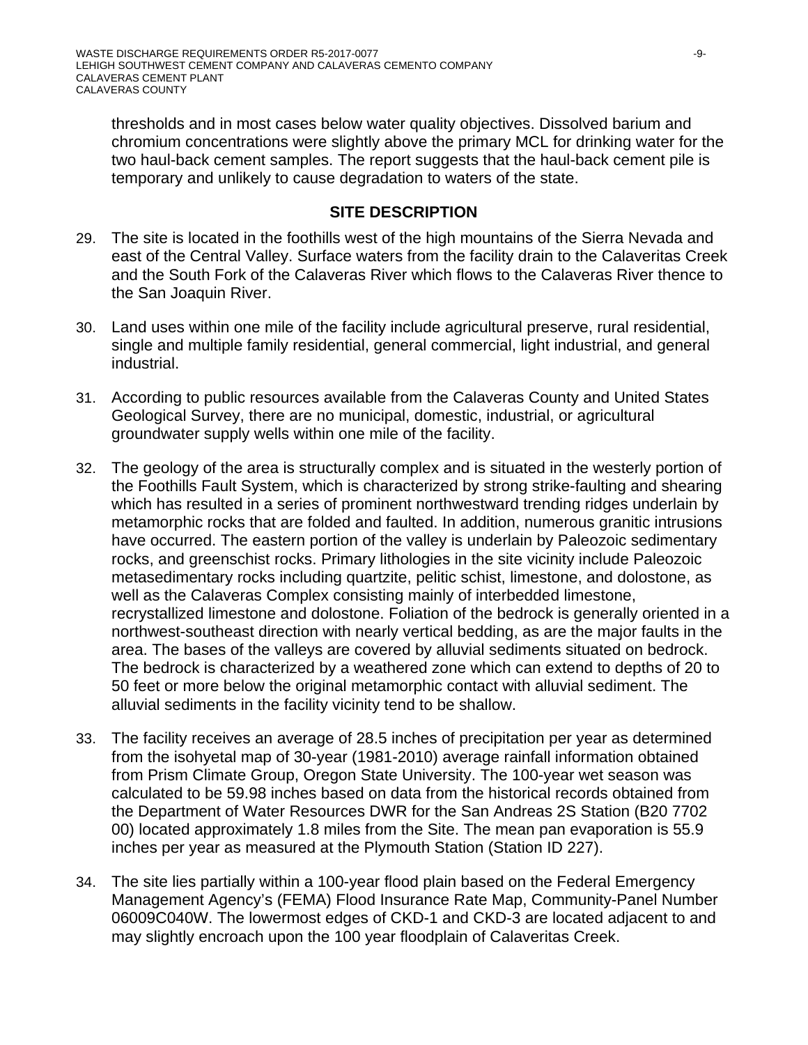thresholds and in most cases below water quality objectives. Dissolved barium and chromium concentrations were slightly above the primary MCL for drinking water for the two haul-back cement samples. The report suggests that the haul-back cement pile is temporary and unlikely to cause degradation to waters of the state.

## SITE DESCRIPTION

29. The site is located in the foothills west of the high mountains of the Sierra Nevada and east of the Central Valley. Surface waters from the facility drain to the Calaveritas Creek and the South Fork of the Calaveras River which flows to the Calaveras River thence to the San Joaquin River.

30. Land uses within one mile of the facility include agricultural preserve, rural residential, single and multiple family residential, general commercial, light industrial, and general industrial.

31. According to public resources available from the Calaveras County and United States Geological Survey, there are no municipal, domestic, industrial, or agricultural groundwater supply wells within one mile of the facility.

32. The geology of the area is structurally complex and is situated in the westerly portion of the Foothills Fault System, which is characterized by strong strike-faulting and shearing which has resulted in a series of prominent northwestward trending ridges underlain by metamorphic rocks that are folded and faulted. In addition, numerous granitic intrusions have occurred. The eastern portion of the valley is underlain by Paleozoic sedimentary rocks, and greenschist rocks. Primary lithologies in the site vicinity include Paleozoic metasedimentary rocks including quartzite, pelitic schist, limestone, and dolostone, as well as the Calaveras Complex consisting mainly of interbedded limestone, recrystallized limestone and dolostone. Foliation of the bedrock is generally oriented in a northwest-southeast direction with nearly vertical bedding, as are the major faults in the area. The bases of the valleys are covered by alluvial sediments situated on bedrock. The bedrock is characterized by a weathered zone which can extend to depths of 20 to 50 feet or more below the original metamorphic contact with alluvial sediment. The alluvial sediments in the facility vicinity tend to be shallow.

33. The facility receives an average of 28.5 inches of precipitation per year as determined from the isohyetal map of 30-year (1981-2010) average rainfall information obtained from Prism Climate Group, Oregon State University. The 100-year wet season was calculated to be 59.98 inches based on data from the historical records obtained from the Department of Water Resources DWR for the San Andreas 2S Station (B20 7702 00) located approximately 1.8 miles from the Site. The mean pan evaporation is 55.9 inches per year as measured at the Plymouth Station (Station ID 227).

34. The site lies partially within a 100-year flood plain based on the Federal Emergency Management Agency's (FEMA) Flood Insurance Rate Map, Community-Panel Number 06009C040W. The lowermost edges of CKD-1 and CKD-3 are located adjacent to and may slightly encroach upon the 100 year floodplain of Calaveritas Creek.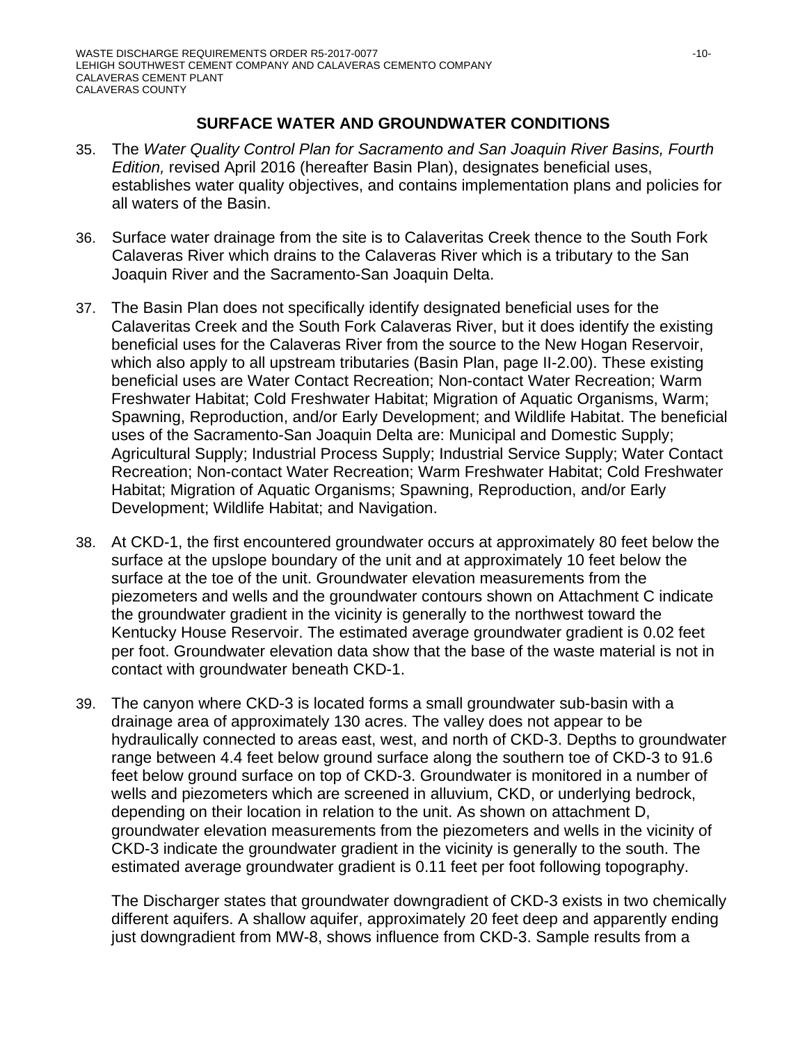## SURFACE WATER AND GROUNDWATER CONDITIONS

35. The *Water Quality Control Plan for Sacramento and San Joaquin River Basins, Fourth Edition,* revised April 2016 (hereafter Basin Plan), designates beneficial uses, establishes water quality objectives, and contains implementation plans and policies for all waters of the Basin.

36. Surface water drainage from the site is to Calaveritas Creek thence to the South Fork Calaveras River which drains to the Calaveras River which is a tributary to the San Joaquin River and the Sacramento-San Joaquin Delta.

37. The Basin Plan does not specifically identify designated beneficial uses for the Calaveritas Creek and the South Fork Calaveras River, but it does identify the existing beneficial uses for the Calaveras River from the source to the New Hogan Reservoir, which also apply to all upstream tributaries (Basin Plan, page II-2.00). These existing beneficial uses are Water Contact Recreation; Non-contact Water Recreation; Warm Freshwater Habitat; Cold Freshwater Habitat; Migration of Aquatic Organisms, Warm; Spawning, Reproduction, and/or Early Development; and Wildlife Habitat. The beneficial uses of the Sacramento-San Joaquin Delta are: Municipal and Domestic Supply; Agricultural Supply; Industrial Process Supply; Industrial Service Supply; Water Contact Recreation; Non-contact Water Recreation; Warm Freshwater Habitat; Cold Freshwater Habitat; Migration of Aquatic Organisms; Spawning, Reproduction, and/or Early Development; Wildlife Habitat; and Navigation.

38. At CKD-1, the first encountered groundwater occurs at approximately 80 feet below the surface at the upslope boundary of the unit and at approximately 10 feet below the surface at the toe of the unit. Groundwater elevation measurements from the piezometers and wells and the groundwater contours shown on Attachment C indicate the groundwater gradient in the vicinity is generally to the northwest toward the Kentucky House Reservoir. The estimated average groundwater gradient is 0.02 feet per foot. Groundwater elevation data show that the base of the waste material is not in contact with groundwater beneath CKD-1.

39. The canyon where CKD-3 is located forms a small groundwater sub-basin with a drainage area of approximately 130 acres. The valley does not appear to be hydraulically connected to areas east, west, and north of CKD-3. Depths to groundwater range between 4.4 feet below ground surface along the southern toe of CKD-3 to 91.6 feet below ground surface on top of CKD-3. Groundwater is monitored in a number of wells and piezometers which are screened in alluvium, CKD, or underlying bedrock, depending on their location in relation to the unit. As shown on attachment D, groundwater elevation measurements from the piezometers and wells in the vicinity of CKD-3 indicate the groundwater gradient in the vicinity is generally to the south. The estimated average groundwater gradient is 0.11 feet per foot following topography.

    The Discharger states that groundwater downgradient of CKD-3 exists in two chemically different aquifers. A shallow aquifer, approximately 20 feet deep and apparently ending just downgradient from MW-8, shows influence from CKD-3. Sample results from a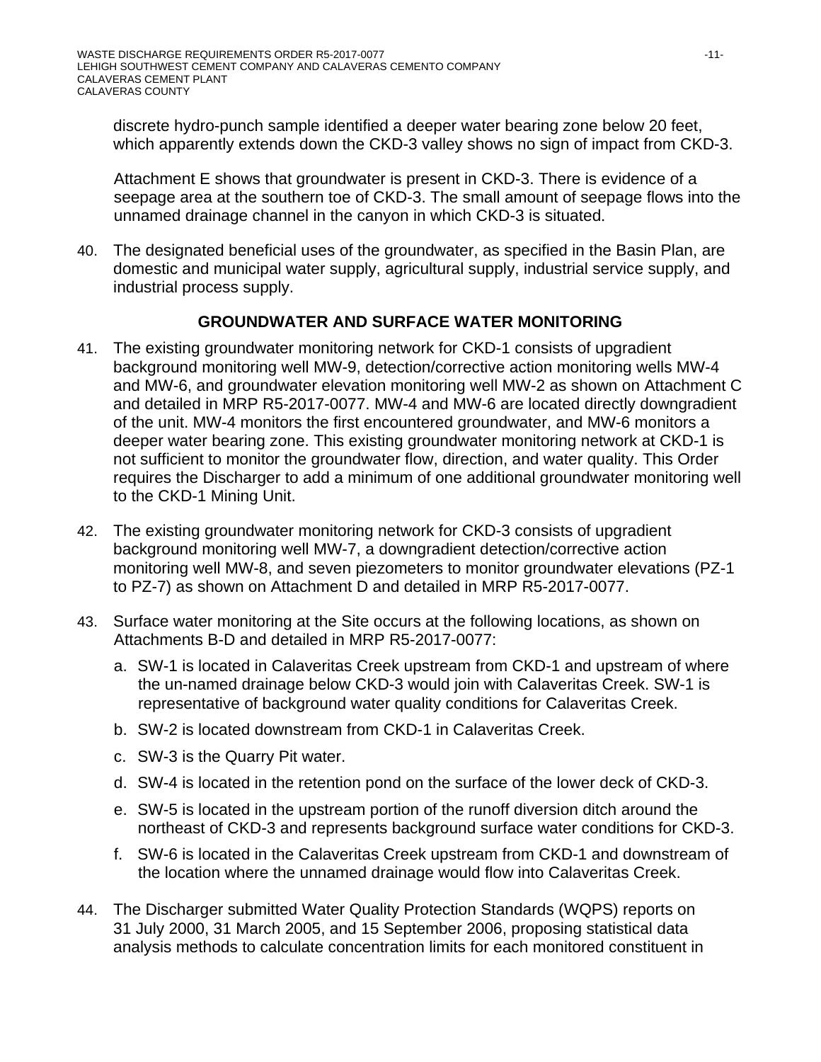discrete hydro-punch sample identified a deeper water bearing zone below 20 feet, which apparently extends down the CKD-3 valley shows no sign of impact from CKD-3.

Attachment E shows that groundwater is present in CKD-3. There is evidence of a seepage area at the southern toe of CKD-3. The small amount of seepage flows into the unnamed drainage channel in the canyon in which CKD-3 is situated.

40. The designated beneficial uses of the groundwater, as specified in the Basin Plan, are domestic and municipal water supply, agricultural supply, industrial service supply, and industrial process supply.

## GROUNDWATER AND SURFACE WATER MONITORING

41. The existing groundwater monitoring network for CKD-1 consists of upgradient background monitoring well MW-9, detection/corrective action monitoring wells MW-4 and MW-6, and groundwater elevation monitoring well MW-2 as shown on Attachment C and detailed in MRP R5-2017-0077. MW-4 and MW-6 are located directly downgradient of the unit. MW-4 monitors the first encountered groundwater, and MW-6 monitors a deeper water bearing zone. This existing groundwater monitoring network at CKD-1 is not sufficient to monitor the groundwater flow, direction, and water quality. This Order requires the Discharger to add a minimum of one additional groundwater monitoring well to the CKD-1 Mining Unit.

42. The existing groundwater monitoring network for CKD-3 consists of upgradient background monitoring well MW-7, a downgradient detection/corrective action monitoring well MW-8, and seven piezometers to monitor groundwater elevations (PZ-1 to PZ-7) as shown on Attachment D and detailed in MRP R5-2017-0077.

43. Surface water monitoring at the Site occurs at the following locations, as shown on Attachments B-D and detailed in MRP R5-2017-0077:

    a. SW-1 is located in Calaveritas Creek upstream from CKD-1 and upstream of where the un-named drainage below CKD-3 would join with Calaveritas Creek. SW-1 is representative of background water quality conditions for Calaveritas Creek.

    b. SW-2 is located downstream from CKD-1 in Calaveritas Creek.

    c. SW-3 is the Quarry Pit water.

    d. SW-4 is located in the retention pond on the surface of the lower deck of CKD-3.

    e. SW-5 is located in the upstream portion of the runoff diversion ditch around the northeast of CKD-3 and represents background surface water conditions for CKD-3.

    f. SW-6 is located in the Calaveritas Creek upstream from CKD-1 and downstream of the location where the unnamed drainage would flow into Calaveritas Creek.

44. The Discharger submitted Water Quality Protection Standards (WQPS) reports on 31 July 2000, 31 March 2005, and 15 September 2006, proposing statistical data analysis methods to calculate concentration limits for each monitored constituent in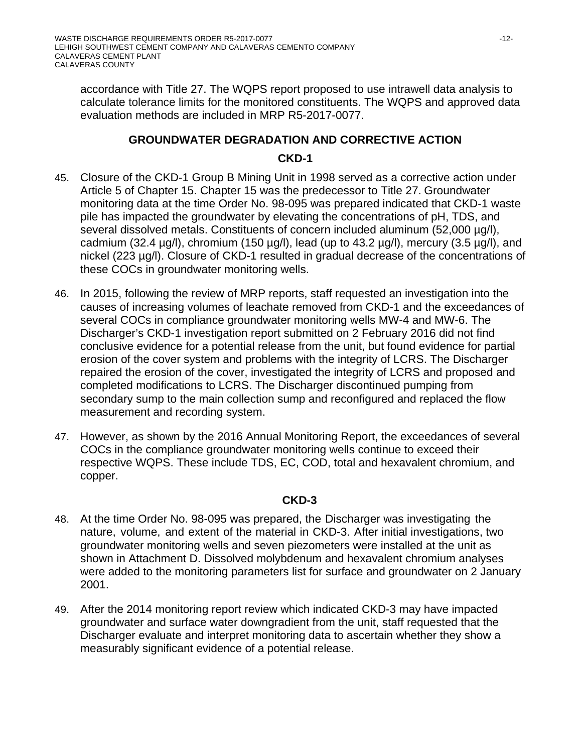accordance with Title 27. The WQPS report proposed to use intrawell data analysis to calculate tolerance limits for the monitored constituents. The WQPS and approved data evaluation methods are included in MRP R5-2017-0077.

## GROUNDWATER DEGRADATION AND CORRECTIVE ACTION

### CKD-1

45. Closure of the CKD-1 Group B Mining Unit in 1998 served as a corrective action under Article 5 of Chapter 15. Chapter 15 was the predecessor to Title 27. Groundwater monitoring data at the time Order No. 98-095 was prepared indicated that CKD-1 waste pile has impacted the groundwater by elevating the concentrations of pH, TDS, and several dissolved metals. Constituents of concern included aluminum (52,000 µg/l), cadmium (32.4 µg/l), chromium (150 µg/l), lead (up to 43.2 µg/l), mercury (3.5 µg/l), and nickel (223 µg/l). Closure of CKD-1 resulted in gradual decrease of the concentrations of these COCs in groundwater monitoring wells.

46. In 2015, following the review of MRP reports, staff requested an investigation into the causes of increasing volumes of leachate removed from CKD-1 and the exceedances of several COCs in compliance groundwater monitoring wells MW-4 and MW-6. The Discharger's CKD-1 investigation report submitted on 2 February 2016 did not find conclusive evidence for a potential release from the unit, but found evidence for partial erosion of the cover system and problems with the integrity of LCRS. The Discharger repaired the erosion of the cover, investigated the integrity of LCRS and proposed and completed modifications to LCRS. The Discharger discontinued pumping from secondary sump to the main collection sump and reconfigured and replaced the flow measurement and recording system.

47. However, as shown by the 2016 Annual Monitoring Report, the exceedances of several COCs in the compliance groundwater monitoring wells continue to exceed their respective WQPS. These include TDS, EC, COD, total and hexavalent chromium, and copper.

### CKD-3

48. At the time Order No. 98-095 was prepared, the Discharger was investigating the nature, volume, and extent of the material in CKD-3. After initial investigations, two groundwater monitoring wells and seven piezometers were installed at the unit as shown in Attachment D. Dissolved molybdenum and hexavalent chromium analyses were added to the monitoring parameters list for surface and groundwater on 2 January 2001.

49. After the 2014 monitoring report review which indicated CKD-3 may have impacted groundwater and surface water downgradient from the unit, staff requested that the Discharger evaluate and interpret monitoring data to ascertain whether they show a measurably significant evidence of a potential release.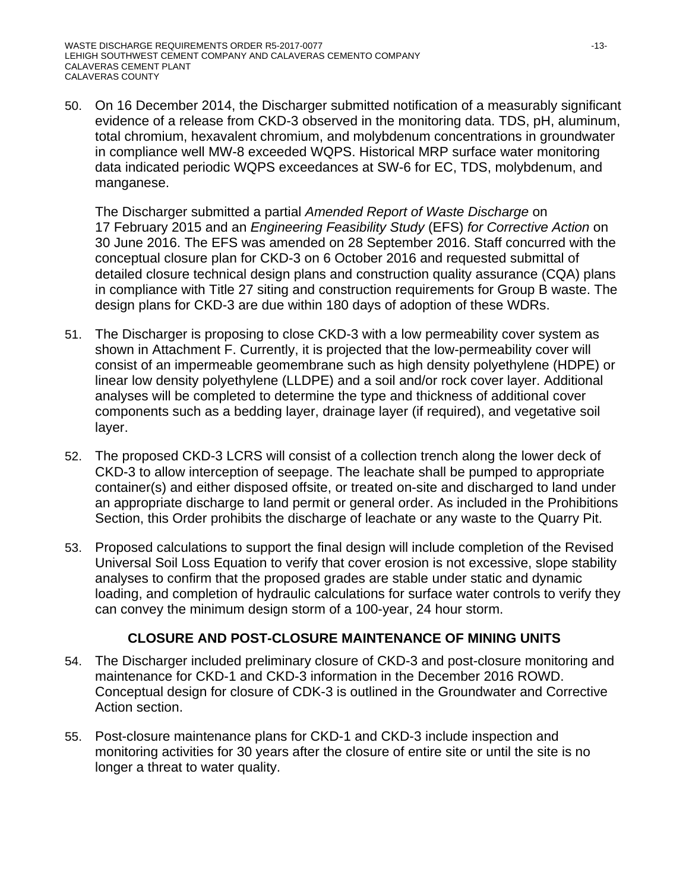50. On 16 December 2014, the Discharger submitted notification of a measurably significant evidence of a release from CKD-3 observed in the monitoring data. TDS, pH, aluminum, total chromium, hexavalent chromium, and molybdenum concentrations in groundwater in compliance well MW-8 exceeded WQPS. Historical MRP surface water monitoring data indicated periodic WQPS exceedances at SW-6 for EC, TDS, molybdenum, and manganese.

    The Discharger submitted a partial *Amended Report of Waste Discharge* on 17 February 2015 and an *Engineering Feasibility Study* (EFS) *for Corrective Action* on 30 June 2016. The EFS was amended on 28 September 2016. Staff concurred with the conceptual closure plan for CKD-3 on 6 October 2016 and requested submittal of detailed closure technical design plans and construction quality assurance (CQA) plans in compliance with Title 27 siting and construction requirements for Group B waste. The design plans for CKD-3 are due within 180 days of adoption of these WDRs.

51. The Discharger is proposing to close CKD-3 with a low permeability cover system as shown in Attachment F. Currently, it is projected that the low-permeability cover will consist of an impermeable geomembrane such as high density polyethylene (HDPE) or linear low density polyethylene (LLDPE) and a soil and/or rock cover layer. Additional analyses will be completed to determine the type and thickness of additional cover components such as a bedding layer, drainage layer (if required), and vegetative soil layer.

52. The proposed CKD-3 LCRS will consist of a collection trench along the lower deck of CKD-3 to allow interception of seepage. The leachate shall be pumped to appropriate container(s) and either disposed offsite, or treated on-site and discharged to land under an appropriate discharge to land permit or general order. As included in the Prohibitions Section, this Order prohibits the discharge of leachate or any waste to the Quarry Pit.

53. Proposed calculations to support the final design will include completion of the Revised Universal Soil Loss Equation to verify that cover erosion is not excessive, slope stability analyses to confirm that the proposed grades are stable under static and dynamic loading, and completion of hydraulic calculations for surface water controls to verify they can convey the minimum design storm of a 100-year, 24 hour storm.

## CLOSURE AND POST-CLOSURE MAINTENANCE OF MINING UNITS

54. The Discharger included preliminary closure of CKD-3 and post-closure monitoring and maintenance for CKD-1 and CKD-3 information in the December 2016 ROWD. Conceptual design for closure of CDK-3 is outlined in the Groundwater and Corrective Action section.

55. Post-closure maintenance plans for CKD-1 and CKD-3 include inspection and monitoring activities for 30 years after the closure of entire site or until the site is no longer a threat to water quality.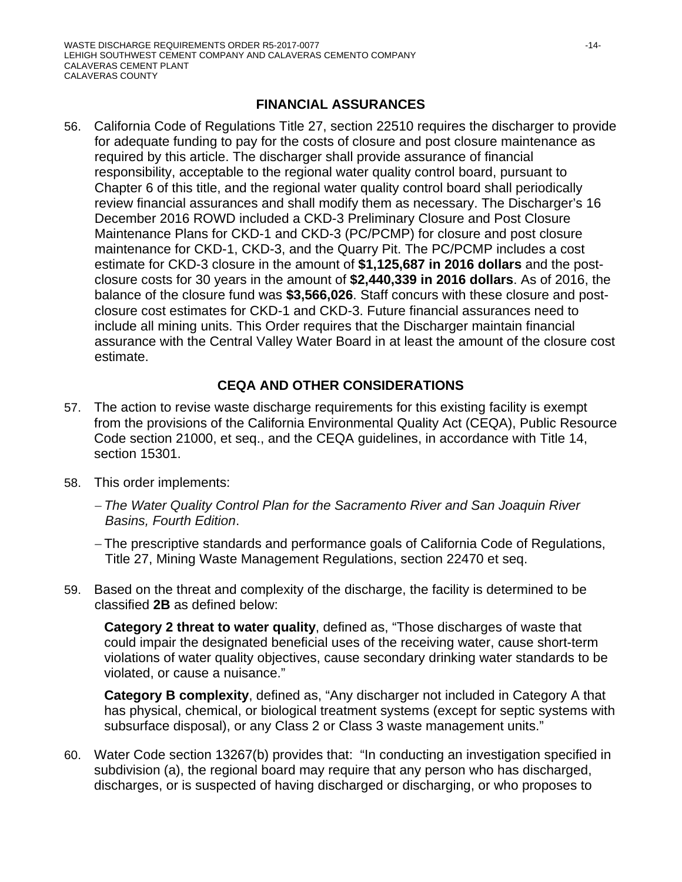## FINANCIAL ASSURANCES

56. California Code of Regulations Title 27, section 22510 requires the discharger to provide for adequate funding to pay for the costs of closure and post closure maintenance as required by this article. The discharger shall provide assurance of financial responsibility, acceptable to the regional water quality control board, pursuant to Chapter 6 of this title, and the regional water quality control board shall periodically review financial assurances and shall modify them as necessary. The Discharger's 16 December 2016 ROWD included a CKD-3 Preliminary Closure and Post Closure Maintenance Plans for CKD-1 and CKD-3 (PC/PCMP) for closure and post closure maintenance for CKD-1, CKD-3, and the Quarry Pit. The PC/PCMP includes a cost estimate for CKD-3 closure in the amount of **$1,125,687 in 2016 dollars** and the post-closure costs for 30 years in the amount of **$2,440,339 in 2016 dollars**. As of 2016, the balance of the closure fund was **$3,566,026**. Staff concurs with these closure and post-closure cost estimates for CKD-1 and CKD-3. Future financial assurances need to include all mining units. This Order requires that the Discharger maintain financial assurance with the Central Valley Water Board in at least the amount of the closure cost estimate.

## CEQA AND OTHER CONSIDERATIONS

57. The action to revise waste discharge requirements for this existing facility is exempt from the provisions of the California Environmental Quality Act (CEQA), Public Resource Code section 21000, et seq., and the CEQA guidelines, in accordance with Title 14, section 15301.

58. This order implements:

    - *The Water Quality Control Plan for the Sacramento River and San Joaquin River Basins, Fourth Edition*.
    - The prescriptive standards and performance goals of California Code of Regulations, Title 27, Mining Waste Management Regulations, section 22470 et seq.

59. Based on the threat and complexity of the discharge, the facility is determined to be classified **2B** as defined below:

    **Category 2 threat to water quality**, defined as, "Those discharges of waste that could impair the designated beneficial uses of the receiving water, cause short-term violations of water quality objectives, cause secondary drinking water standards to be violated, or cause a nuisance."

    **Category B complexity**, defined as, "Any discharger not included in Category A that has physical, chemical, or biological treatment systems (except for septic systems with subsurface disposal), or any Class 2 or Class 3 waste management units."

60. Water Code section 13267(b) provides that: "In conducting an investigation specified in subdivision (a), the regional board may require that any person who has discharged, discharges, or is suspected of having discharged or discharging, or who proposes to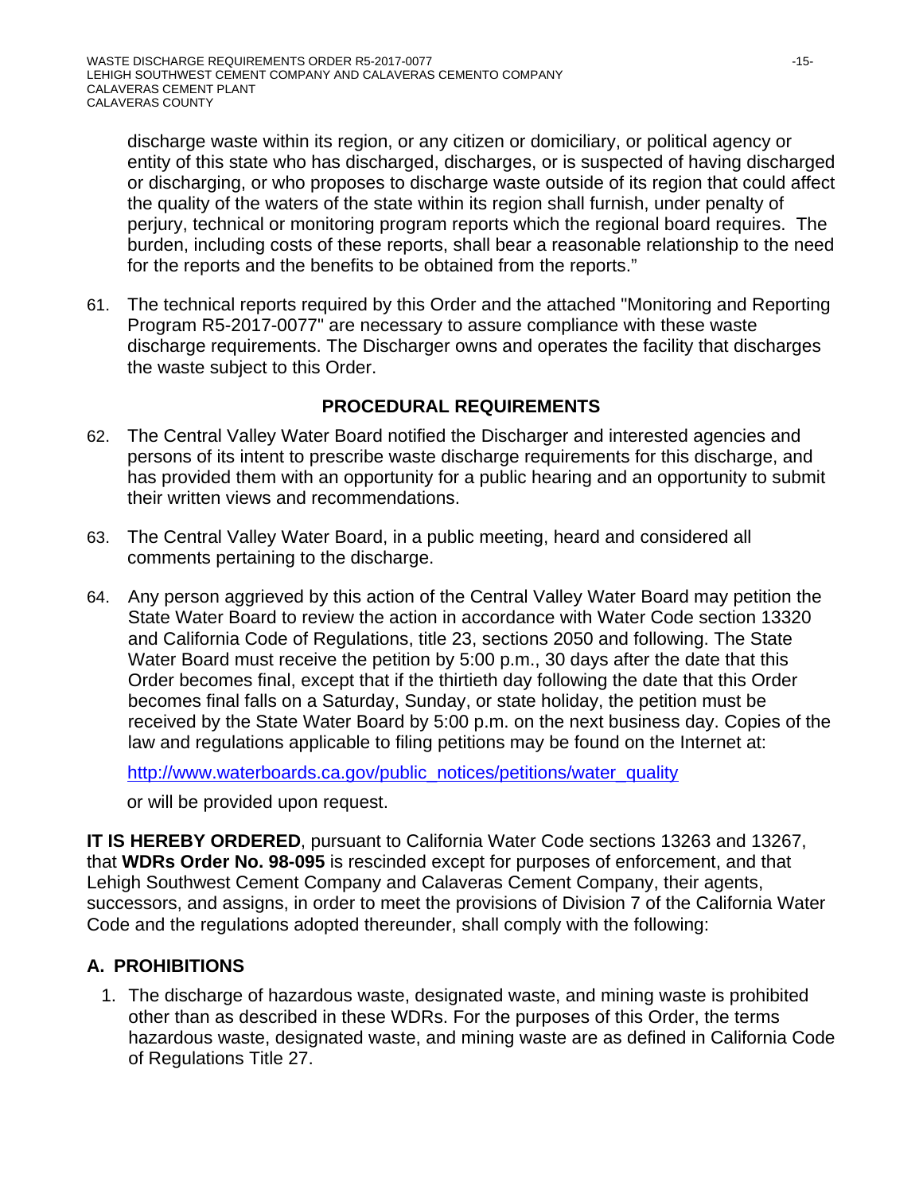discharge waste within its region, or any citizen or domiciliary, or political agency or entity of this state who has discharged, discharges, or is suspected of having discharged or discharging, or who proposes to discharge waste outside of its region that could affect the quality of the waters of the state within its region shall furnish, under penalty of perjury, technical or monitoring program reports which the regional board requires. The burden, including costs of these reports, shall bear a reasonable relationship to the need for the reports and the benefits to be obtained from the reports."

61. The technical reports required by this Order and the attached "Monitoring and Reporting Program R5-2017-0077" are necessary to assure compliance with these waste discharge requirements. The Discharger owns and operates the facility that discharges the waste subject to this Order.

## PROCEDURAL REQUIREMENTS

62. The Central Valley Water Board notified the Discharger and interested agencies and persons of its intent to prescribe waste discharge requirements for this discharge, and has provided them with an opportunity for a public hearing and an opportunity to submit their written views and recommendations.

63. The Central Valley Water Board, in a public meeting, heard and considered all comments pertaining to the discharge.

64. Any person aggrieved by this action of the Central Valley Water Board may petition the State Water Board to review the action in accordance with Water Code section 13320 and California Code of Regulations, title 23, sections 2050 and following. The State Water Board must receive the petition by 5:00 p.m., 30 days after the date that this Order becomes final, except that if the thirtieth day following the date that this Order becomes final falls on a Saturday, Sunday, or state holiday, the petition must be received by the State Water Board by 5:00 p.m. on the next business day. Copies of the law and regulations applicable to filing petitions may be found on the Internet at:

    [http://www.waterboards.ca.gov/public_notices/petitions/water_quality](http://www.waterboards.ca.gov/public_notices/petitions/water_quality)

    or will be provided upon request.

**IT IS HEREBY ORDERED**, pursuant to California Water Code sections 13263 and 13267, that **WDRs Order No. 98-095** is rescinded except for purposes of enforcement, and that Lehigh Southwest Cement Company and Calaveras Cement Company, their agents, successors, and assigns, in order to meet the provisions of Division 7 of the California Water Code and the regulations adopted thereunder, shall comply with the following:

## A. PROHIBITIONS

1. The discharge of hazardous waste, designated waste, and mining waste is prohibited other than as described in these WDRs. For the purposes of this Order, the terms hazardous waste, designated waste, and mining waste are as defined in California Code of Regulations Title 27.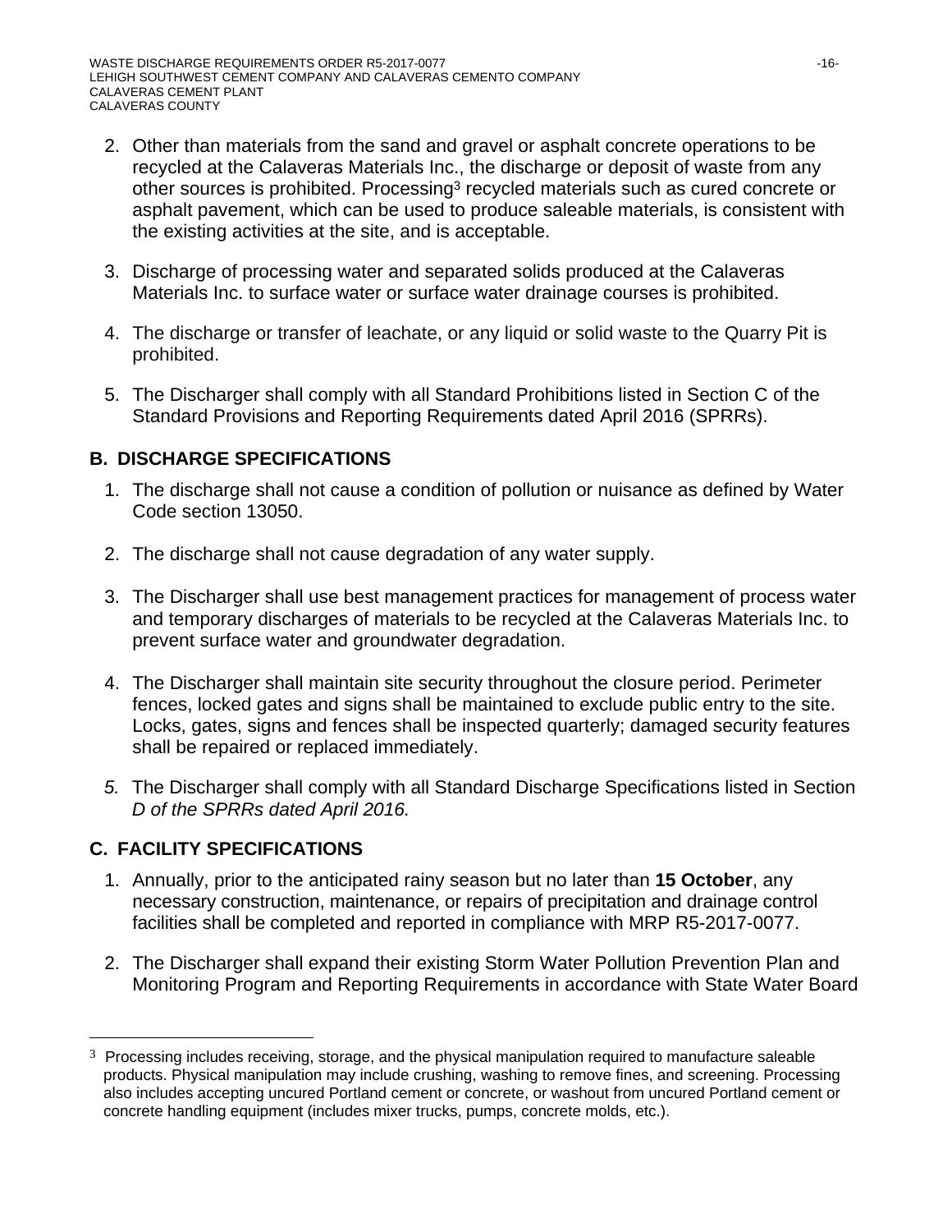2. Other than materials from the sand and gravel or asphalt concrete operations to be recycled at the Calaveras Materials Inc., the discharge or deposit of waste from any other sources is prohibited. Processing[3] recycled materials such as cured concrete or asphalt pavement, which can be used to produce saleable materials, is consistent with the existing activities at the site, and is acceptable.

3. Discharge of processing water and separated solids produced at the Calaveras Materials Inc. to surface water or surface water drainage courses is prohibited.

4. The discharge or transfer of leachate, or any liquid or solid waste to the Quarry Pit is prohibited.

5. The Discharger shall comply with all Standard Prohibitions listed in Section C of the Standard Provisions and Reporting Requirements dated April 2016 (SPRRs).

## B. DISCHARGE SPECIFICATIONS

1. The discharge shall not cause a condition of pollution or nuisance as defined by Water Code section 13050.

2. The discharge shall not cause degradation of any water supply.

3. The Discharger shall use best management practices for management of process water and temporary discharges of materials to be recycled at the Calaveras Materials Inc. to prevent surface water and groundwater degradation.

4. The Discharger shall maintain site security throughout the closure period. Perimeter fences, locked gates and signs shall be maintained to exclude public entry to the site. Locks, gates, signs and fences shall be inspected quarterly; damaged security features shall be repaired or replaced immediately.

5. The Discharger shall comply with all Standard Discharge Specifications listed in Section *D of the SPRRs dated April 2016.*

## C. FACILITY SPECIFICATIONS

1. Annually, prior to the anticipated rainy season but no later than **15 October**, any necessary construction, maintenance, or repairs of precipitation and drainage control facilities shall be completed and reported in compliance with MRP R5-2017-0077.

2. The Discharger shall expand their existing Storm Water Pollution Prevention Plan and Monitoring Program and Reporting Requirements in accordance with State Water Board

---

[3] Processing includes receiving, storage, and the physical manipulation required to manufacture saleable products. Physical manipulation may include crushing, washing to remove fines, and screening. Processing also includes accepting uncured Portland cement or concrete, or washout from uncured Portland cement or concrete handling equipment (includes mixer trucks, pumps, concrete molds, etc.).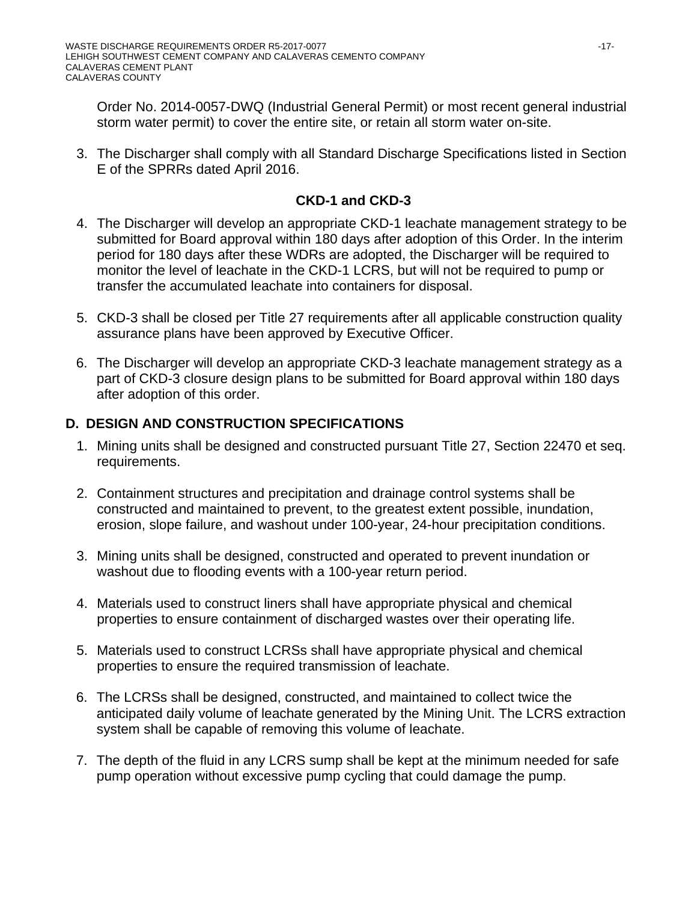Order No. 2014-0057-DWQ (Industrial General Permit) or most recent general industrial storm water permit) to cover the entire site, or retain all storm water on-site.

3. The Discharger shall comply with all Standard Discharge Specifications listed in Section E of the SPRRs dated April 2016.

**CKD-1 and CKD-3**

4. The Discharger will develop an appropriate CKD-1 leachate management strategy to be submitted for Board approval within 180 days after adoption of this Order. In the interim period for 180 days after these WDRs are adopted, the Discharger will be required to monitor the level of leachate in the CKD-1 LCRS, but will not be required to pump or transfer the accumulated leachate into containers for disposal.

5. CKD-3 shall be closed per Title 27 requirements after all applicable construction quality assurance plans have been approved by Executive Officer.

6. The Discharger will develop an appropriate CKD-3 leachate management strategy as a part of CKD-3 closure design plans to be submitted for Board approval within 180 days after adoption of this order.

## D. DESIGN AND CONSTRUCTION SPECIFICATIONS

1. Mining units shall be designed and constructed pursuant Title 27, Section 22470 et seq. requirements.

2. Containment structures and precipitation and drainage control systems shall be constructed and maintained to prevent, to the greatest extent possible, inundation, erosion, slope failure, and washout under 100-year, 24-hour precipitation conditions.

3. Mining units shall be designed, constructed and operated to prevent inundation or washout due to flooding events with a 100-year return period.

4. Materials used to construct liners shall have appropriate physical and chemical properties to ensure containment of discharged wastes over their operating life.

5. Materials used to construct LCRSs shall have appropriate physical and chemical properties to ensure the required transmission of leachate.

6. The LCRSs shall be designed, constructed, and maintained to collect twice the anticipated daily volume of leachate generated by the Mining Unit. The LCRS extraction system shall be capable of removing this volume of leachate.

7. The depth of the fluid in any LCRS sump shall be kept at the minimum needed for safe pump operation without excessive pump cycling that could damage the pump.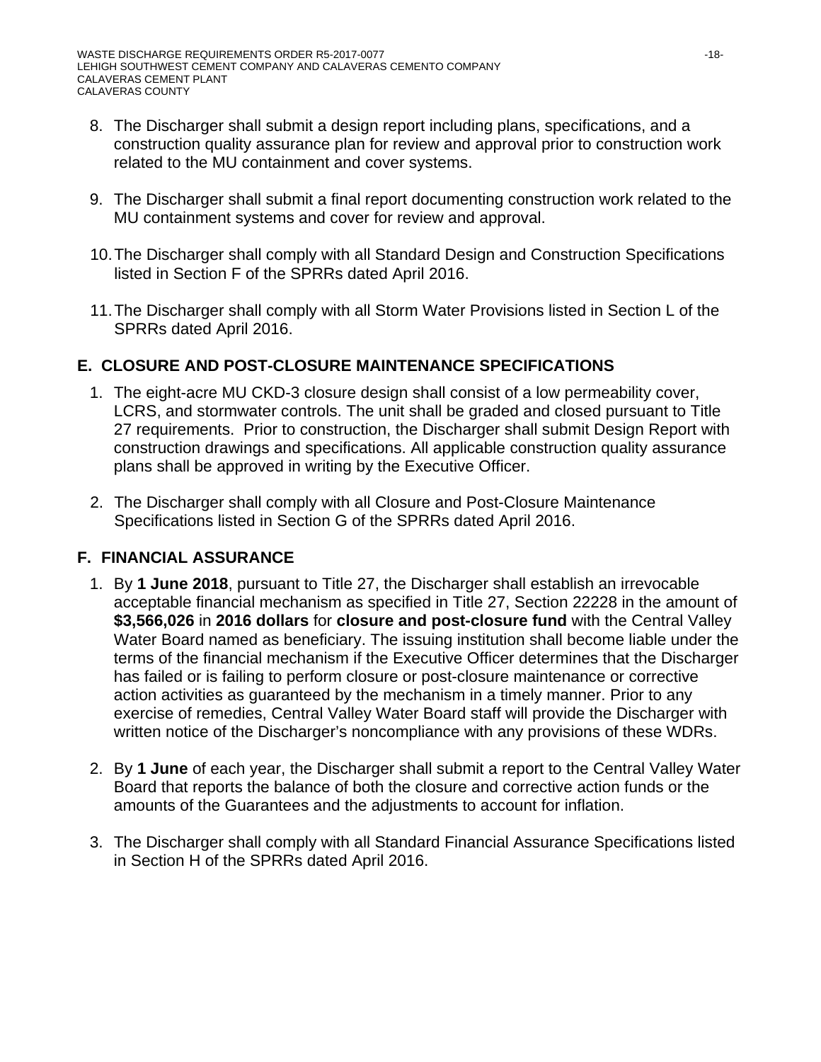8. The Discharger shall submit a design report including plans, specifications, and a construction quality assurance plan for review and approval prior to construction work related to the MU containment and cover systems.

9. The Discharger shall submit a final report documenting construction work related to the MU containment systems and cover for review and approval.

10. The Discharger shall comply with all Standard Design and Construction Specifications listed in Section F of the SPRRs dated April 2016.

11. The Discharger shall comply with all Storm Water Provisions listed in Section L of the SPRRs dated April 2016.

## E. CLOSURE AND POST-CLOSURE MAINTENANCE SPECIFICATIONS

1. The eight-acre MU CKD-3 closure design shall consist of a low permeability cover, LCRS, and stormwater controls. The unit shall be graded and closed pursuant to Title 27 requirements. Prior to construction, the Discharger shall submit Design Report with construction drawings and specifications. All applicable construction quality assurance plans shall be approved in writing by the Executive Officer.

2. The Discharger shall comply with all Closure and Post-Closure Maintenance Specifications listed in Section G of the SPRRs dated April 2016.

## F. FINANCIAL ASSURANCE

1. By **1 June 2018**, pursuant to Title 27, the Discharger shall establish an irrevocable acceptable financial mechanism as specified in Title 27, Section 22228 in the amount of **$3,566,026** in **2016 dollars** for **closure and post-closure fund** with the Central Valley Water Board named as beneficiary. The issuing institution shall become liable under the terms of the financial mechanism if the Executive Officer determines that the Discharger has failed or is failing to perform closure or post-closure maintenance or corrective action activities as guaranteed by the mechanism in a timely manner. Prior to any exercise of remedies, Central Valley Water Board staff will provide the Discharger with written notice of the Discharger's noncompliance with any provisions of these WDRs.

2. By **1 June** of each year, the Discharger shall submit a report to the Central Valley Water Board that reports the balance of both the closure and corrective action funds or the amounts of the Guarantees and the adjustments to account for inflation.

3. The Discharger shall comply with all Standard Financial Assurance Specifications listed in Section H of the SPRRs dated April 2016.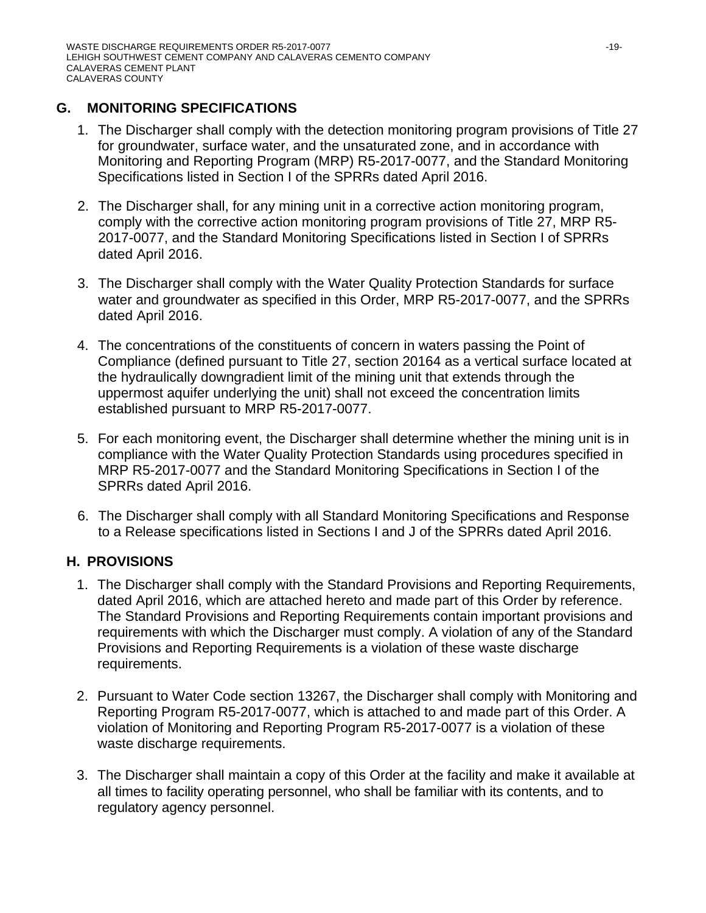## G. MONITORING SPECIFICATIONS

1. The Discharger shall comply with the detection monitoring program provisions of Title 27 for groundwater, surface water, and the unsaturated zone, and in accordance with Monitoring and Reporting Program (MRP) R5-2017-0077, and the Standard Monitoring Specifications listed in Section I of the SPRRs dated April 2016.

2. The Discharger shall, for any mining unit in a corrective action monitoring program, comply with the corrective action monitoring program provisions of Title 27, MRP R5-2017-0077, and the Standard Monitoring Specifications listed in Section I of SPRRs dated April 2016.

3. The Discharger shall comply with the Water Quality Protection Standards for surface water and groundwater as specified in this Order, MRP R5-2017-0077, and the SPRRs dated April 2016.

4. The concentrations of the constituents of concern in waters passing the Point of Compliance (defined pursuant to Title 27, section 20164 as a vertical surface located at the hydraulically downgradient limit of the mining unit that extends through the uppermost aquifer underlying the unit) shall not exceed the concentration limits established pursuant to MRP R5-2017-0077.

5. For each monitoring event, the Discharger shall determine whether the mining unit is in compliance with the Water Quality Protection Standards using procedures specified in MRP R5-2017-0077 and the Standard Monitoring Specifications in Section I of the SPRRs dated April 2016.

6. The Discharger shall comply with all Standard Monitoring Specifications and Response to a Release specifications listed in Sections I and J of the SPRRs dated April 2016.

## H. PROVISIONS

1. The Discharger shall comply with the Standard Provisions and Reporting Requirements, dated April 2016, which are attached hereto and made part of this Order by reference. The Standard Provisions and Reporting Requirements contain important provisions and requirements with which the Discharger must comply. A violation of any of the Standard Provisions and Reporting Requirements is a violation of these waste discharge requirements.

2. Pursuant to Water Code section 13267, the Discharger shall comply with Monitoring and Reporting Program R5-2017-0077, which is attached to and made part of this Order. A violation of Monitoring and Reporting Program R5-2017-0077 is a violation of these waste discharge requirements.

3. The Discharger shall maintain a copy of this Order at the facility and make it available at all times to facility operating personnel, who shall be familiar with its contents, and to regulatory agency personnel.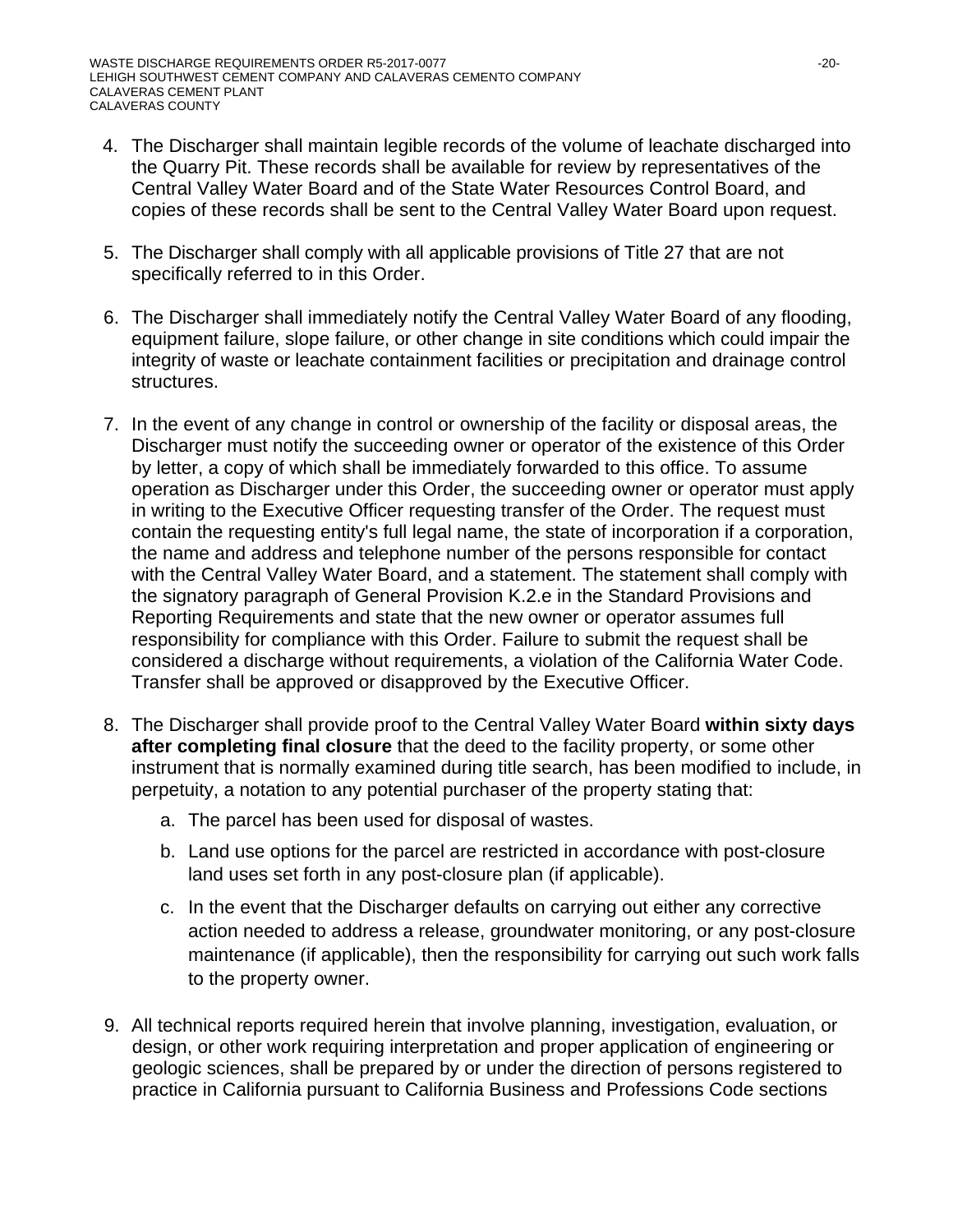4. The Discharger shall maintain legible records of the volume of leachate discharged into the Quarry Pit. These records shall be available for review by representatives of the Central Valley Water Board and of the State Water Resources Control Board, and copies of these records shall be sent to the Central Valley Water Board upon request.

5. The Discharger shall comply with all applicable provisions of Title 27 that are not specifically referred to in this Order.

6. The Discharger shall immediately notify the Central Valley Water Board of any flooding, equipment failure, slope failure, or other change in site conditions which could impair the integrity of waste or leachate containment facilities or precipitation and drainage control structures.

7. In the event of any change in control or ownership of the facility or disposal areas, the Discharger must notify the succeeding owner or operator of the existence of this Order by letter, a copy of which shall be immediately forwarded to this office. To assume operation as Discharger under this Order, the succeeding owner or operator must apply in writing to the Executive Officer requesting transfer of the Order. The request must contain the requesting entity's full legal name, the state of incorporation if a corporation, the name and address and telephone number of the persons responsible for contact with the Central Valley Water Board, and a statement. The statement shall comply with the signatory paragraph of General Provision K.2.e in the Standard Provisions and Reporting Requirements and state that the new owner or operator assumes full responsibility for compliance with this Order. Failure to submit the request shall be considered a discharge without requirements, a violation of the California Water Code. Transfer shall be approved or disapproved by the Executive Officer.

8. The Discharger shall provide proof to the Central Valley Water Board **within sixty days after completing final closure** that the deed to the facility property, or some other instrument that is normally examined during title search, has been modified to include, in perpetuity, a notation to any potential purchaser of the property stating that:

   a. The parcel has been used for disposal of wastes.

   b. Land use options for the parcel are restricted in accordance with post-closure land uses set forth in any post-closure plan (if applicable).

   c. In the event that the Discharger defaults on carrying out either any corrective action needed to address a release, groundwater monitoring, or any post-closure maintenance (if applicable), then the responsibility for carrying out such work falls to the property owner.

9. All technical reports required herein that involve planning, investigation, evaluation, or design, or other work requiring interpretation and proper application of engineering or geologic sciences, shall be prepared by or under the direction of persons registered to practice in California pursuant to California Business and Professions Code sections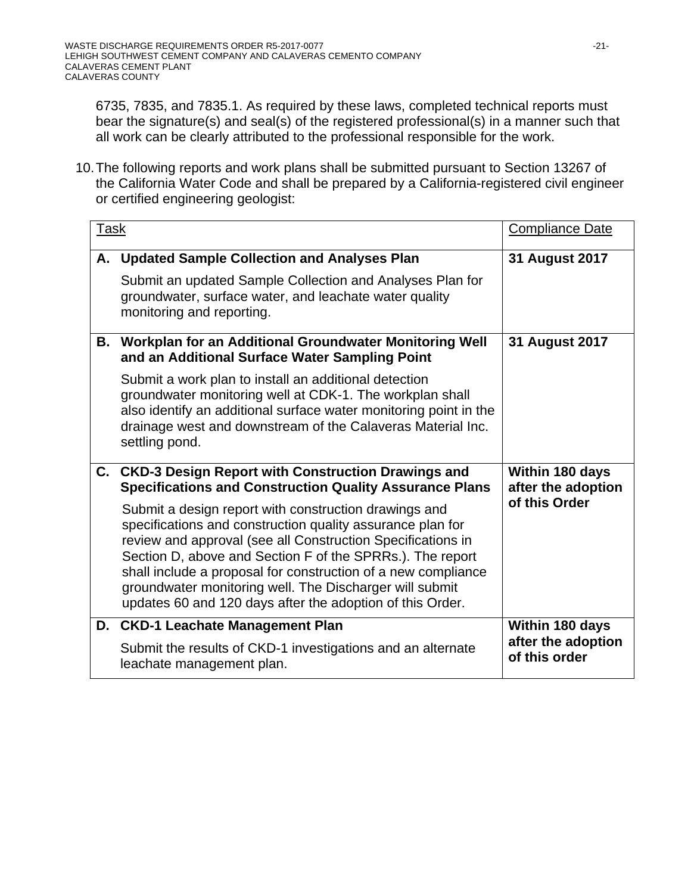6735, 7835, and 7835.1. As required by these laws, completed technical reports must bear the signature(s) and seal(s) of the registered professional(s) in a manner such that all work can be clearly attributed to the professional responsible for the work.

10. The following reports and work plans shall be submitted pursuant to Section 13267 of the California Water Code and shall be prepared by a California-registered civil engineer or certified engineering geologist:

| Task | Compliance Date |
|---|---|
| **A. Updated Sample Collection and Analyses Plan**<br><br>Submit an updated Sample Collection and Analyses Plan for groundwater, surface water, and leachate water quality monitoring and reporting. | **31 August 2017** |
| **B. Workplan for an Additional Groundwater Monitoring Well and an Additional Surface Water Sampling Point**<br><br>Submit a work plan to install an additional detection groundwater monitoring well at CDK-1. The workplan shall also identify an additional surface water monitoring point in the drainage west and downstream of the Calaveras Material Inc. settling pond. | **31 August 2017** |
| **C. CKD-3 Design Report with Construction Drawings and Specifications and Construction Quality Assurance Plans**<br><br>Submit a design report with construction drawings and specifications and construction quality assurance plan for review and approval (see all Construction Specifications in Section D, above and Section F of the SPRRs.). The report shall include a proposal for construction of a new compliance groundwater monitoring well. The Discharger will submit updates 60 and 120 days after the adoption of this Order. | **Within 180 days after the adoption of this Order** |
| **D. CKD-1 Leachate Management Plan**<br><br>Submit the results of CKD-1 investigations and an alternate leachate management plan. | **Within 180 days after the adoption of this order** |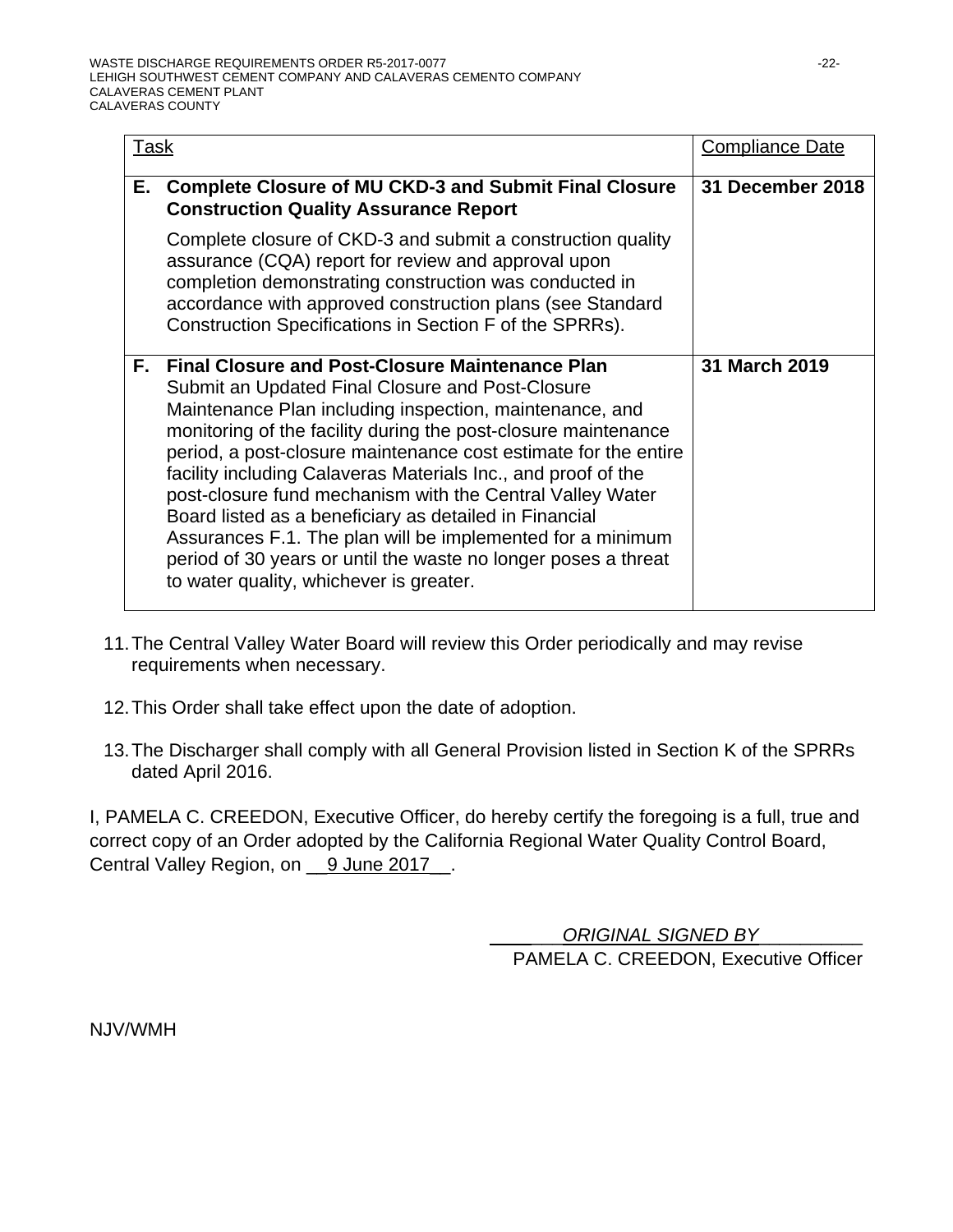| Task | Compliance Date |
|---|---|
| **E. Complete Closure of MU CKD-3 and Submit Final Closure Construction Quality Assurance Report**<br><br>Complete closure of CKD-3 and submit a construction quality assurance (CQA) report for review and approval upon completion demonstrating construction was conducted in accordance with approved construction plans (see Standard Construction Specifications in Section F of the SPRRs). | **31 December 2018** |
| **F. Final Closure and Post-Closure Maintenance Plan**<br>Submit an Updated Final Closure and Post-Closure Maintenance Plan including inspection, maintenance, and monitoring of the facility during the post-closure maintenance period, a post-closure maintenance cost estimate for the entire facility including Calaveras Materials Inc., and proof of the post-closure fund mechanism with the Central Valley Water Board listed as a beneficiary as detailed in Financial Assurances F.1. The plan will be implemented for a minimum period of 30 years or until the waste no longer poses a threat to water quality, whichever is greater. | **31 March 2019** |

11. The Central Valley Water Board will review this Order periodically and may revise requirements when necessary.

12. This Order shall take effect upon the date of adoption.

13. The Discharger shall comply with all General Provision listed in Section K of the SPRRs dated April 2016.

I, PAMELA C. CREEDON, Executive Officer, do hereby certify the foregoing is a full, true and correct copy of an Order adopted by the California Regional Water Quality Control Board, Central Valley Region, on 9 June 2017.

*ORIGINAL SIGNED BY*
PAMELA C. CREEDON, Executive Officer

NJV/WMH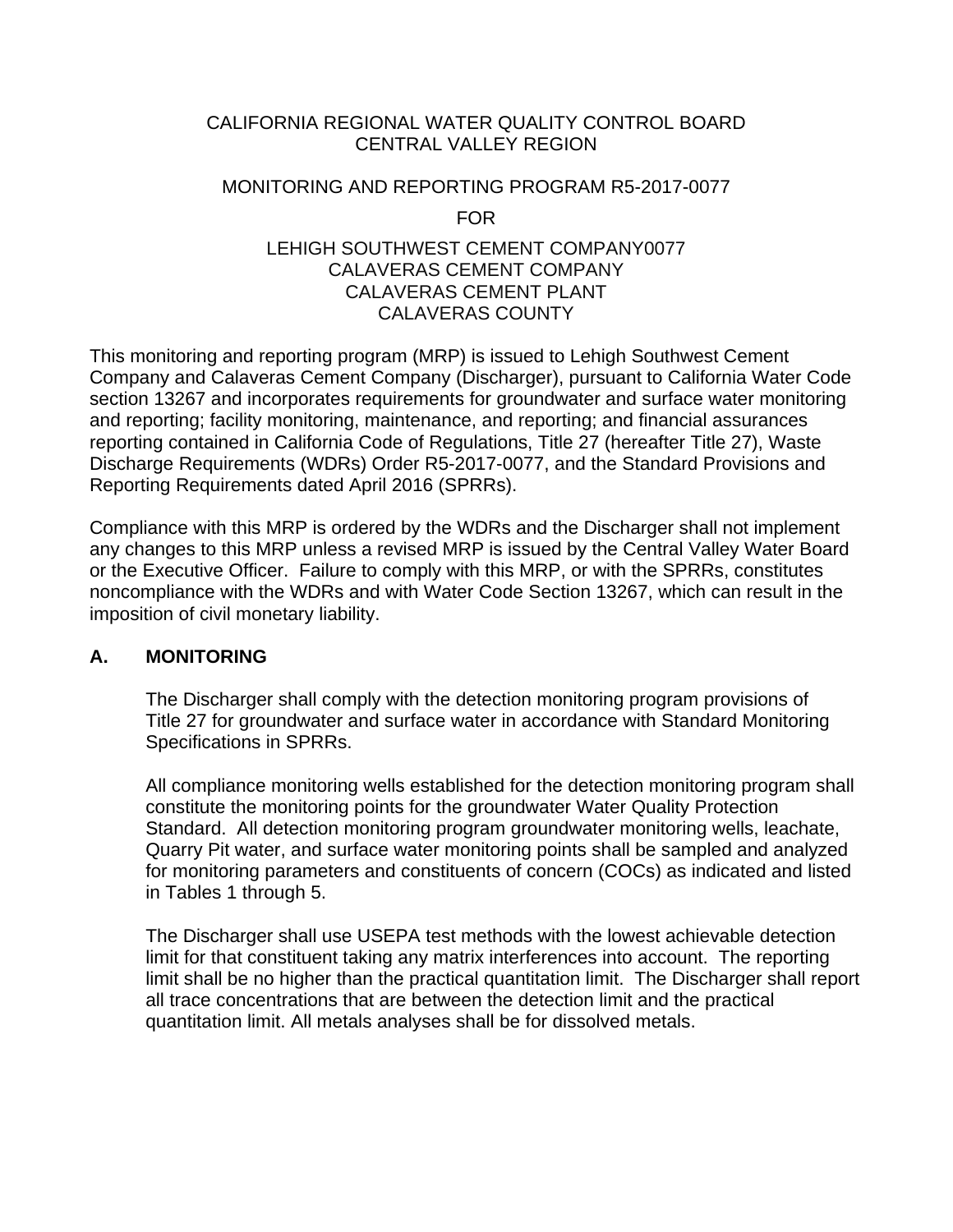CALIFORNIA REGIONAL WATER QUALITY CONTROL BOARD
CENTRAL VALLEY REGION

MONITORING AND REPORTING PROGRAM R5-2017-0077

FOR

LEHIGH SOUTHWEST CEMENT COMPANY0077
CALAVERAS CEMENT COMPANY
CALAVERAS CEMENT PLANT
CALAVERAS COUNTY

This monitoring and reporting program (MRP) is issued to Lehigh Southwest Cement Company and Calaveras Cement Company (Discharger), pursuant to California Water Code section 13267 and incorporates requirements for groundwater and surface water monitoring and reporting; facility monitoring, maintenance, and reporting; and financial assurances reporting contained in California Code of Regulations, Title 27 (hereafter Title 27), Waste Discharge Requirements (WDRs) Order R5-2017-0077, and the Standard Provisions and Reporting Requirements dated April 2016 (SPRRs).

Compliance with this MRP is ordered by the WDRs and the Discharger shall not implement any changes to this MRP unless a revised MRP is issued by the Central Valley Water Board or the Executive Officer. Failure to comply with this MRP, or with the SPRRs, constitutes noncompliance with the WDRs and with Water Code Section 13267, which can result in the imposition of civil monetary liability.

## A. MONITORING

The Discharger shall comply with the detection monitoring program provisions of Title 27 for groundwater and surface water in accordance with Standard Monitoring Specifications in SPRRs.

All compliance monitoring wells established for the detection monitoring program shall constitute the monitoring points for the groundwater Water Quality Protection Standard. All detection monitoring program groundwater monitoring wells, leachate, Quarry Pit water, and surface water monitoring points shall be sampled and analyzed for monitoring parameters and constituents of concern (COCs) as indicated and listed in Tables 1 through 5.

The Discharger shall use USEPA test methods with the lowest achievable detection limit for that constituent taking any matrix interferences into account. The reporting limit shall be no higher than the practical quantitation limit. The Discharger shall report all trace concentrations that are between the detection limit and the practical quantitation limit. All metals analyses shall be for dissolved metals.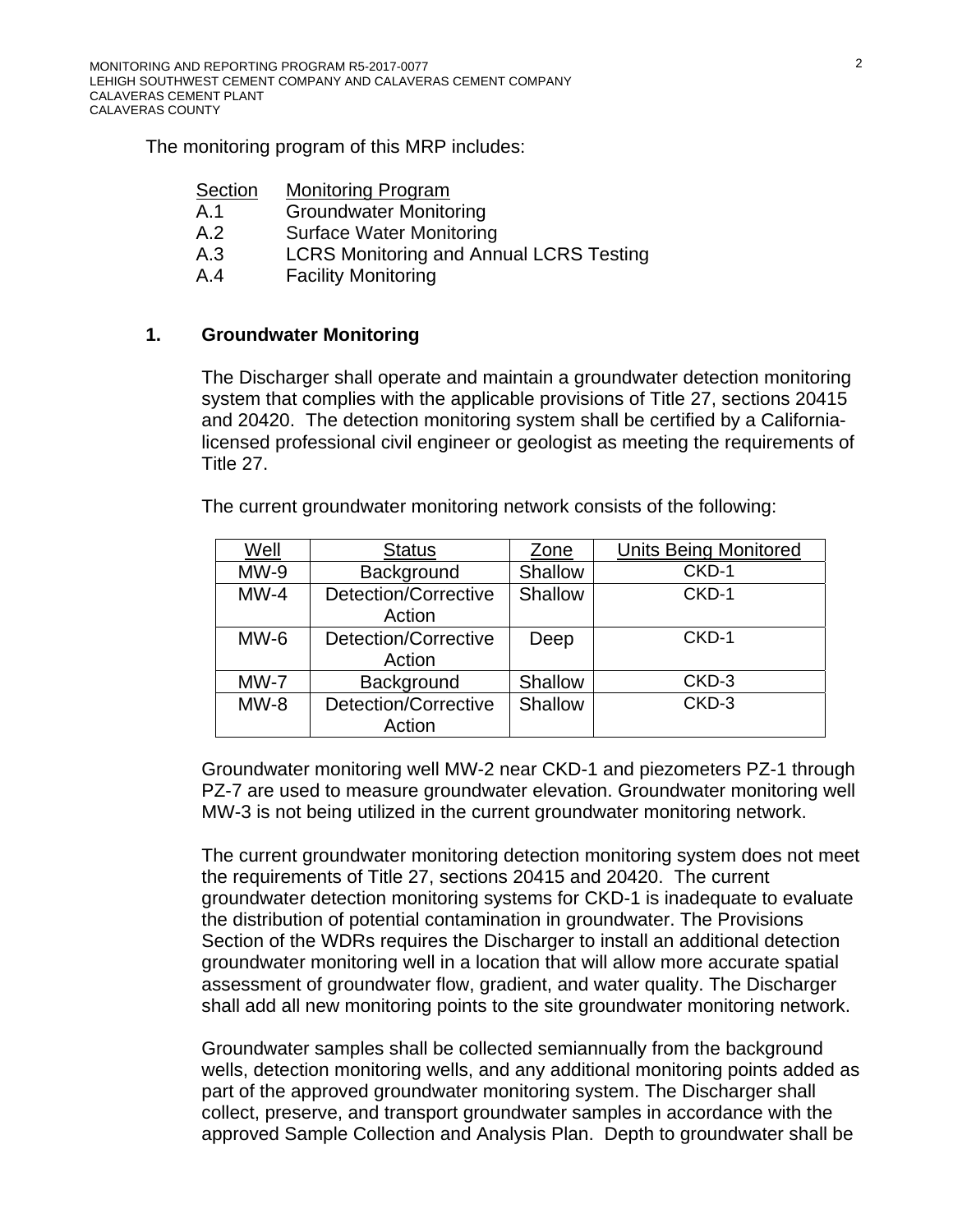The monitoring program of this MRP includes:

| Section | Monitoring Program |
|---|---|
| A.1 | Groundwater Monitoring |
| A.2 | Surface Water Monitoring |
| A.3 | LCRS Monitoring and Annual LCRS Testing |
| A.4 | Facility Monitoring |

**1. Groundwater Monitoring**

The Discharger shall operate and maintain a groundwater detection monitoring system that complies with the applicable provisions of Title 27, sections 20415 and 20420. The detection monitoring system shall be certified by a California-licensed professional civil engineer or geologist as meeting the requirements of Title 27.

The current groundwater monitoring network consists of the following:

| Well | Status | Zone | Units Being Monitored |
|---|---|---|---|
| MW-9 | Background | Shallow | CKD-1 |
| MW-4 | Detection/Corrective Action | Shallow | CKD-1 |
| MW-6 | Detection/Corrective Action | Deep | CKD-1 |
| MW-7 | Background | Shallow | CKD-3 |
| MW-8 | Detection/Corrective Action | Shallow | CKD-3 |

Groundwater monitoring well MW-2 near CKD-1 and piezometers PZ-1 through PZ-7 are used to measure groundwater elevation. Groundwater monitoring well MW-3 is not being utilized in the current groundwater monitoring network.

The current groundwater monitoring detection monitoring system does not meet the requirements of Title 27, sections 20415 and 20420. The current groundwater detection monitoring systems for CKD-1 is inadequate to evaluate the distribution of potential contamination in groundwater. The Provisions Section of the WDRs requires the Discharger to install an additional detection groundwater monitoring well in a location that will allow more accurate spatial assessment of groundwater flow, gradient, and water quality. The Discharger shall add all new monitoring points to the site groundwater monitoring network.

Groundwater samples shall be collected semiannually from the background wells, detection monitoring wells, and any additional monitoring points added as part of the approved groundwater monitoring system. The Discharger shall collect, preserve, and transport groundwater samples in accordance with the approved Sample Collection and Analysis Plan. Depth to groundwater shall be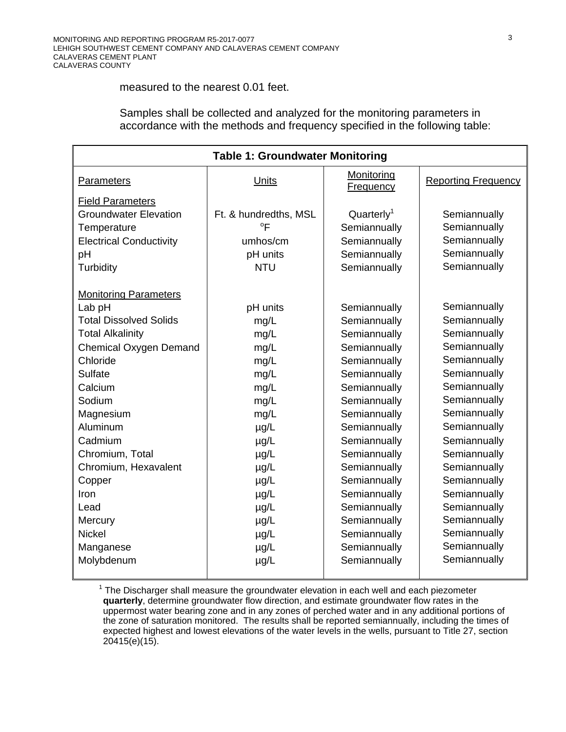measured to the nearest 0.01 feet.

Samples shall be collected and analyzed for the monitoring parameters in accordance with the methods and frequency specified in the following table:

**Table 1: Groundwater Monitoring**

| Parameters | Units | Monitoring Frequency | Reporting Frequency |
|---|---|---|---|
| **Field Parameters** | | | |
| Groundwater Elevation | Ft. & hundredths, MSL | Quarterly[1] | Semiannually |
| Temperature | °F | Semiannually | Semiannually |
| Electrical Conductivity | umhos/cm | Semiannually | Semiannually |
| pH | pH units | Semiannually | Semiannually |
| Turbidity | NTU | Semiannually | Semiannually |
| **Monitoring Parameters** | | | |
| Lab pH | pH units | Semiannually | Semiannually |
| Total Dissolved Solids | mg/L | Semiannually | Semiannually |
| Total Alkalinity | mg/L | Semiannually | Semiannually |
| Chemical Oxygen Demand | mg/L | Semiannually | Semiannually |
| Chloride | mg/L | Semiannually | Semiannually |
| Sulfate | mg/L | Semiannually | Semiannually |
| Calcium | mg/L | Semiannually | Semiannually |
| Sodium | mg/L | Semiannually | Semiannually |
| Magnesium | mg/L | Semiannually | Semiannually |
| Aluminum | µg/L | Semiannually | Semiannually |
| Cadmium | µg/L | Semiannually | Semiannually |
| Chromium, Total | µg/L | Semiannually | Semiannually |
| Chromium, Hexavalent | µg/L | Semiannually | Semiannually |
| Copper | µg/L | Semiannually | Semiannually |
| Iron | µg/L | Semiannually | Semiannually |
| Lead | µg/L | Semiannually | Semiannually |
| Mercury | µg/L | Semiannually | Semiannually |
| Nickel | µg/L | Semiannually | Semiannually |
| Manganese | µg/L | Semiannually | Semiannually |
| Molybdenum | µg/L | Semiannually | Semiannually |

[1] The Discharger shall measure the groundwater elevation in each well and each piezometer **quarterly**, determine groundwater flow direction, and estimate groundwater flow rates in the uppermost water bearing zone and in any zones of perched water and in any additional portions of the zone of saturation monitored. The results shall be reported semiannually, including the times of expected highest and lowest elevations of the water levels in the wells, pursuant to Title 27, section 20415(e)(15).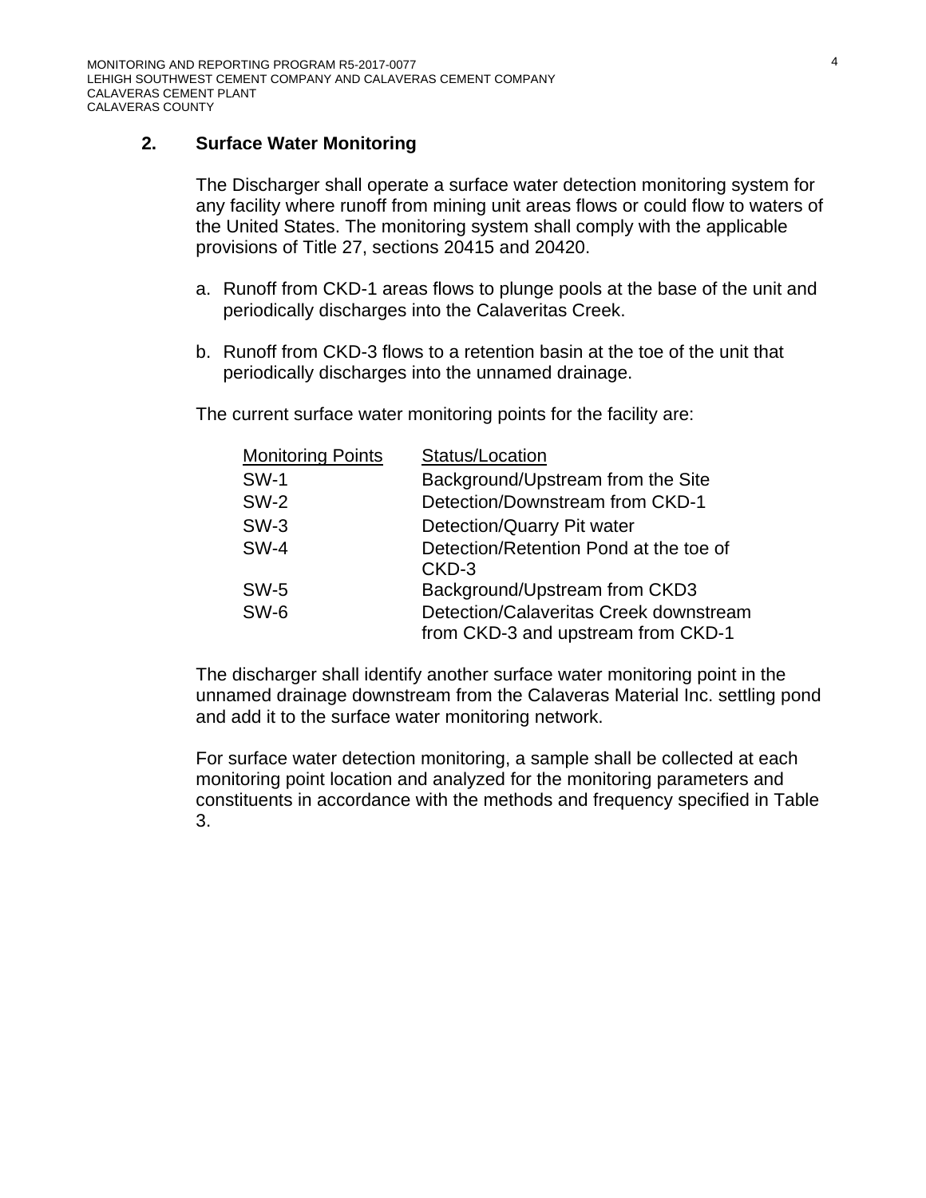## 2. Surface Water Monitoring

The Discharger shall operate a surface water detection monitoring system for any facility where runoff from mining unit areas flows or could flow to waters of the United States. The monitoring system shall comply with the applicable provisions of Title 27, sections 20415 and 20420.

a. Runoff from CKD-1 areas flows to plunge pools at the base of the unit and periodically discharges into the Calaveritas Creek.

b. Runoff from CKD-3 flows to a retention basin at the toe of the unit that periodically discharges into the unnamed drainage.

The current surface water monitoring points for the facility are:

| Monitoring Points | Status/Location |
|---|---|
| SW-1 | Background/Upstream from the Site |
| SW-2 | Detection/Downstream from CKD-1 |
| SW-3 | Detection/Quarry Pit water |
| SW-4 | Detection/Retention Pond at the toe of CKD-3 |
| SW-5 | Background/Upstream from CKD3 |
| SW-6 | Detection/Calaveritas Creek downstream from CKD-3 and upstream from CKD-1 |

The discharger shall identify another surface water monitoring point in the unnamed drainage downstream from the Calaveras Material Inc. settling pond and add it to the surface water monitoring network.

For surface water detection monitoring, a sample shall be collected at each monitoring point location and analyzed for the monitoring parameters and constituents in accordance with the methods and frequency specified in Table 3.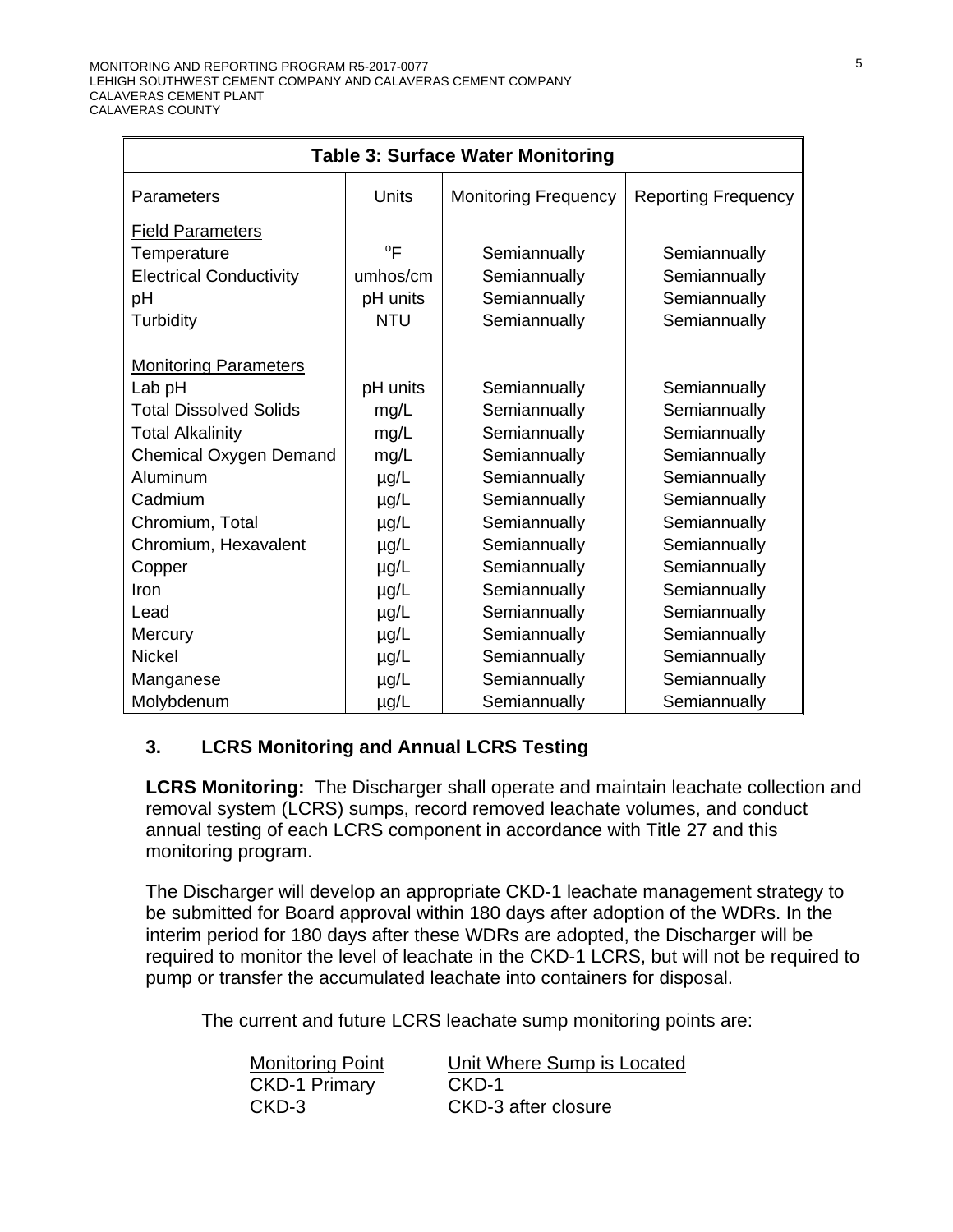| Table 3: Surface Water Monitoring | | | |
|---|---|---|---|
| Parameters | Units | Monitoring Frequency | Reporting Frequency |
| Field Parameters | | | |
| Temperature | °F | Semiannually | Semiannually |
| Electrical Conductivity | umhos/cm | Semiannually | Semiannually |
| pH | pH units | Semiannually | Semiannually |
| Turbidity | NTU | Semiannually | Semiannually |
| Monitoring Parameters | | | |
| Lab pH | pH units | Semiannually | Semiannually |
| Total Dissolved Solids | mg/L | Semiannually | Semiannually |
| Total Alkalinity | mg/L | Semiannually | Semiannually |
| Chemical Oxygen Demand | mg/L | Semiannually | Semiannually |
| Aluminum | µg/L | Semiannually | Semiannually |
| Cadmium | µg/L | Semiannually | Semiannually |
| Chromium, Total | µg/L | Semiannually | Semiannually |
| Chromium, Hexavalent | µg/L | Semiannually | Semiannually |
| Copper | µg/L | Semiannually | Semiannually |
| Iron | µg/L | Semiannually | Semiannually |
| Lead | µg/L | Semiannually | Semiannually |
| Mercury | µg/L | Semiannually | Semiannually |
| Nickel | µg/L | Semiannually | Semiannually |
| Manganese | µg/L | Semiannually | Semiannually |
| Molybdenum | µg/L | Semiannually | Semiannually |

### 3. LCRS Monitoring and Annual LCRS Testing

**LCRS Monitoring:** The Discharger shall operate and maintain leachate collection and removal system (LCRS) sumps, record removed leachate volumes, and conduct annual testing of each LCRS component in accordance with Title 27 and this monitoring program.

The Discharger will develop an appropriate CKD-1 leachate management strategy to be submitted for Board approval within 180 days after adoption of the WDRs. In the interim period for 180 days after these WDRs are adopted, the Discharger will be required to monitor the level of leachate in the CKD-1 LCRS, but will not be required to pump or transfer the accumulated leachate into containers for disposal.

The current and future LCRS leachate sump monitoring points are:

| Monitoring Point | Unit Where Sump is Located |
|---|---|
| CKD-1 Primary | CKD-1 |
| CKD-3 | CKD-3 after closure |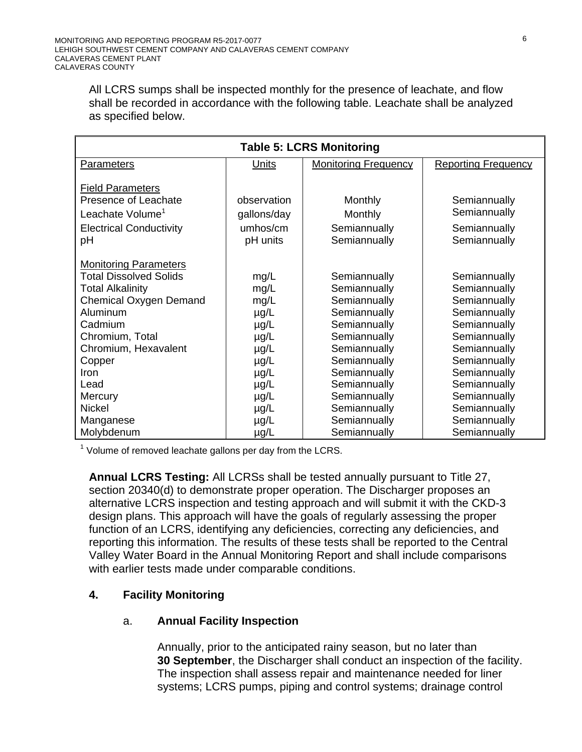All LCRS sumps shall be inspected monthly for the presence of leachate, and flow shall be recorded in accordance with the following table. Leachate shall be analyzed as specified below.

**Table 5: LCRS Monitoring**

| Parameters | Units | Monitoring Frequency | Reporting Frequency |
|---|---|---|---|
| Field Parameters | | | |
| Presence of Leachate | observation | Monthly | Semiannually |
| Leachate Volume[1] | gallons/day | Monthly | Semiannually |
| Electrical Conductivity | umhos/cm | Semiannually | Semiannually |
| pH | pH units | Semiannually | Semiannually |
| Monitoring Parameters | | | |
| Total Dissolved Solids | mg/L | Semiannually | Semiannually |
| Total Alkalinity | mg/L | Semiannually | Semiannually |
| Chemical Oxygen Demand | mg/L | Semiannually | Semiannually |
| Aluminum | µg/L | Semiannually | Semiannually |
| Cadmium | µg/L | Semiannually | Semiannually |
| Chromium, Total | µg/L | Semiannually | Semiannually |
| Chromium, Hexavalent | µg/L | Semiannually | Semiannually |
| Copper | µg/L | Semiannually | Semiannually |
| Iron | µg/L | Semiannually | Semiannually |
| Lead | µg/L | Semiannually | Semiannually |
| Mercury | µg/L | Semiannually | Semiannually |
| Nickel | µg/L | Semiannually | Semiannually |
| Manganese | µg/L | Semiannually | Semiannually |
| Molybdenum | µg/L | Semiannually | Semiannually |

[1] Volume of removed leachate gallons per day from the LCRS.

**Annual LCRS Testing:** All LCRSs shall be tested annually pursuant to Title 27, section 20340(d) to demonstrate proper operation. The Discharger proposes an alternative LCRS inspection and testing approach and will submit it with the CKD-3 design plans. This approach will have the goals of regularly assessing the proper function of an LCRS, identifying any deficiencies, correcting any deficiencies, and reporting this information. The results of these tests shall be reported to the Central Valley Water Board in the Annual Monitoring Report and shall include comparisons with earlier tests made under comparable conditions.

### 4. Facility Monitoring

#### a. Annual Facility Inspection

Annually, prior to the anticipated rainy season, but no later than **30 September**, the Discharger shall conduct an inspection of the facility. The inspection shall assess repair and maintenance needed for liner systems; LCRS pumps, piping and control systems; drainage control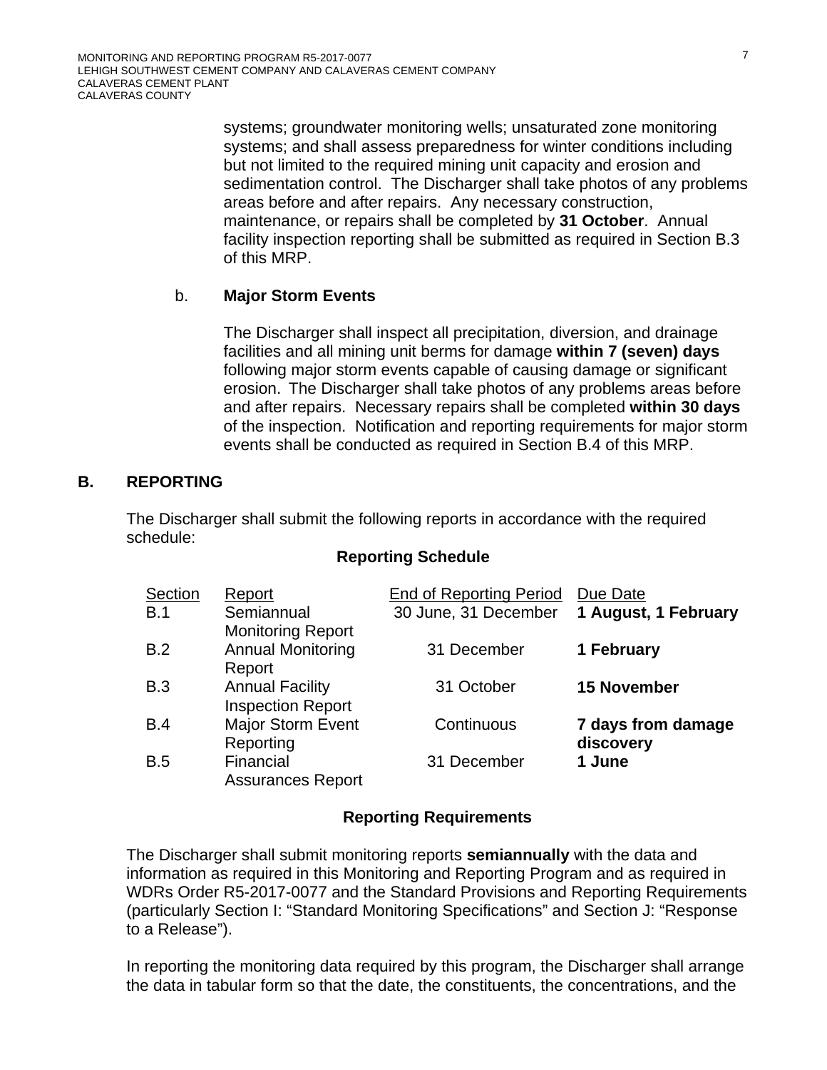systems; groundwater monitoring wells; unsaturated zone monitoring systems; and shall assess preparedness for winter conditions including but not limited to the required mining unit capacity and erosion and sedimentation control. The Discharger shall take photos of any problems areas before and after repairs. Any necessary construction, maintenance, or repairs shall be completed by **31 October**. Annual facility inspection reporting shall be submitted as required in Section B.3 of this MRP.

b. **Major Storm Events**

The Discharger shall inspect all precipitation, diversion, and drainage facilities and all mining unit berms for damage **within 7 (seven) days** following major storm events capable of causing damage or significant erosion. The Discharger shall take photos of any problems areas before and after repairs. Necessary repairs shall be completed **within 30 days** of the inspection. Notification and reporting requirements for major storm events shall be conducted as required in Section B.4 of this MRP.

## B. REPORTING

The Discharger shall submit the following reports in accordance with the required schedule:

**Reporting Schedule**

| Section | Report | End of Reporting Period | Due Date |
|---|---|---|---|
| B.1 | Semiannual Monitoring Report | 30 June, 31 December | **1 August, 1 February** |
| B.2 | Annual Monitoring Report | 31 December | **1 February** |
| B.3 | Annual Facility Inspection Report | 31 October | **15 November** |
| B.4 | Major Storm Event Reporting | Continuous | **7 days from damage discovery** |
| B.5 | Financial Assurances Report | 31 December | **1 June** |

**Reporting Requirements**

The Discharger shall submit monitoring reports **semiannually** with the data and information as required in this Monitoring and Reporting Program and as required in WDRs Order R5-2017-0077 and the Standard Provisions and Reporting Requirements (particularly Section I: "Standard Monitoring Specifications" and Section J: "Response to a Release").

In reporting the monitoring data required by this program, the Discharger shall arrange the data in tabular form so that the date, the constituents, the concentrations, and the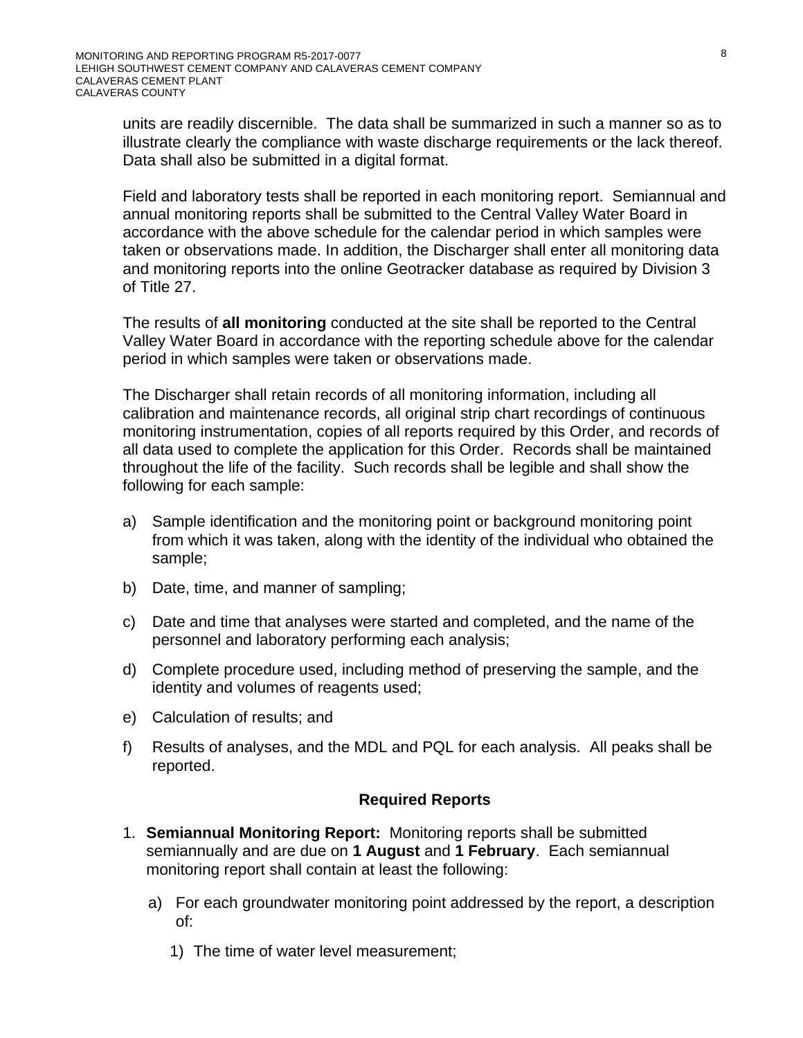units are readily discernible. The data shall be summarized in such a manner so as to illustrate clearly the compliance with waste discharge requirements or the lack thereof. Data shall also be submitted in a digital format.

Field and laboratory tests shall be reported in each monitoring report. Semiannual and annual monitoring reports shall be submitted to the Central Valley Water Board in accordance with the above schedule for the calendar period in which samples were taken or observations made. In addition, the Discharger shall enter all monitoring data and monitoring reports into the online Geotracker database as required by Division 3 of Title 27.

The results of **all monitoring** conducted at the site shall be reported to the Central Valley Water Board in accordance with the reporting schedule above for the calendar period in which samples were taken or observations made.

The Discharger shall retain records of all monitoring information, including all calibration and maintenance records, all original strip chart recordings of continuous monitoring instrumentation, copies of all reports required by this Order, and records of all data used to complete the application for this Order. Records shall be maintained throughout the life of the facility. Such records shall be legible and shall show the following for each sample:

a) Sample identification and the monitoring point or background monitoring point from which it was taken, along with the identity of the individual who obtained the sample;

b) Date, time, and manner of sampling;

c) Date and time that analyses were started and completed, and the name of the personnel and laboratory performing each analysis;

d) Complete procedure used, including method of preserving the sample, and the identity and volumes of reagents used;

e) Calculation of results; and

f) Results of analyses, and the MDL and PQL for each analysis. All peaks shall be reported.

### Required Reports

1. **Semiannual Monitoring Report:** Monitoring reports shall be submitted semiannually and are due on **1 August** and **1 February**. Each semiannual monitoring report shall contain at least the following:

   a) For each groundwater monitoring point addressed by the report, a description of:

      1) The time of water level measurement;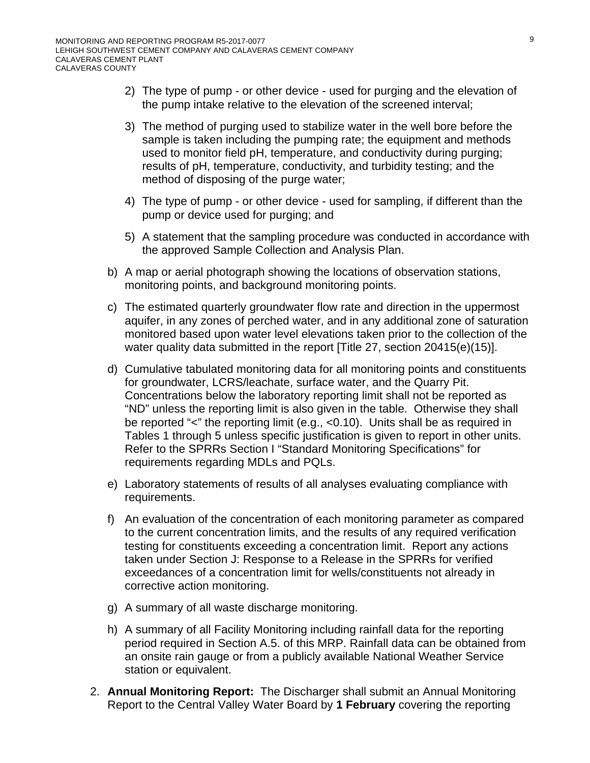2) The type of pump - or other device - used for purging and the elevation of the pump intake relative to the elevation of the screened interval;

3) The method of purging used to stabilize water in the well bore before the sample is taken including the pumping rate; the equipment and methods used to monitor field pH, temperature, and conductivity during purging; results of pH, temperature, conductivity, and turbidity testing; and the method of disposing of the purge water;

4) The type of pump - or other device - used for sampling, if different than the pump or device used for purging; and

5) A statement that the sampling procedure was conducted in accordance with the approved Sample Collection and Analysis Plan.

b) A map or aerial photograph showing the locations of observation stations, monitoring points, and background monitoring points.

c) The estimated quarterly groundwater flow rate and direction in the uppermost aquifer, in any zones of perched water, and in any additional zone of saturation monitored based upon water level elevations taken prior to the collection of the water quality data submitted in the report [Title 27, section 20415(e)(15)].

d) Cumulative tabulated monitoring data for all monitoring points and constituents for groundwater, LCRS/leachate, surface water, and the Quarry Pit. Concentrations below the laboratory reporting limit shall not be reported as "ND" unless the reporting limit is also given in the table. Otherwise they shall be reported "<" the reporting limit (e.g., <0.10). Units shall be as required in Tables 1 through 5 unless specific justification is given to report in other units. Refer to the SPRRs Section I "Standard Monitoring Specifications" for requirements regarding MDLs and PQLs.

e) Laboratory statements of results of all analyses evaluating compliance with requirements.

f) An evaluation of the concentration of each monitoring parameter as compared to the current concentration limits, and the results of any required verification testing for constituents exceeding a concentration limit. Report any actions taken under Section J: Response to a Release in the SPRRs for verified exceedances of a concentration limit for wells/constituents not already in corrective action monitoring.

g) A summary of all waste discharge monitoring.

h) A summary of all Facility Monitoring including rainfall data for the reporting period required in Section A.5. of this MRP. Rainfall data can be obtained from an onsite rain gauge or from a publicly available National Weather Service station or equivalent.

2. **Annual Monitoring Report:** The Discharger shall submit an Annual Monitoring Report to the Central Valley Water Board by **1 February** covering the reporting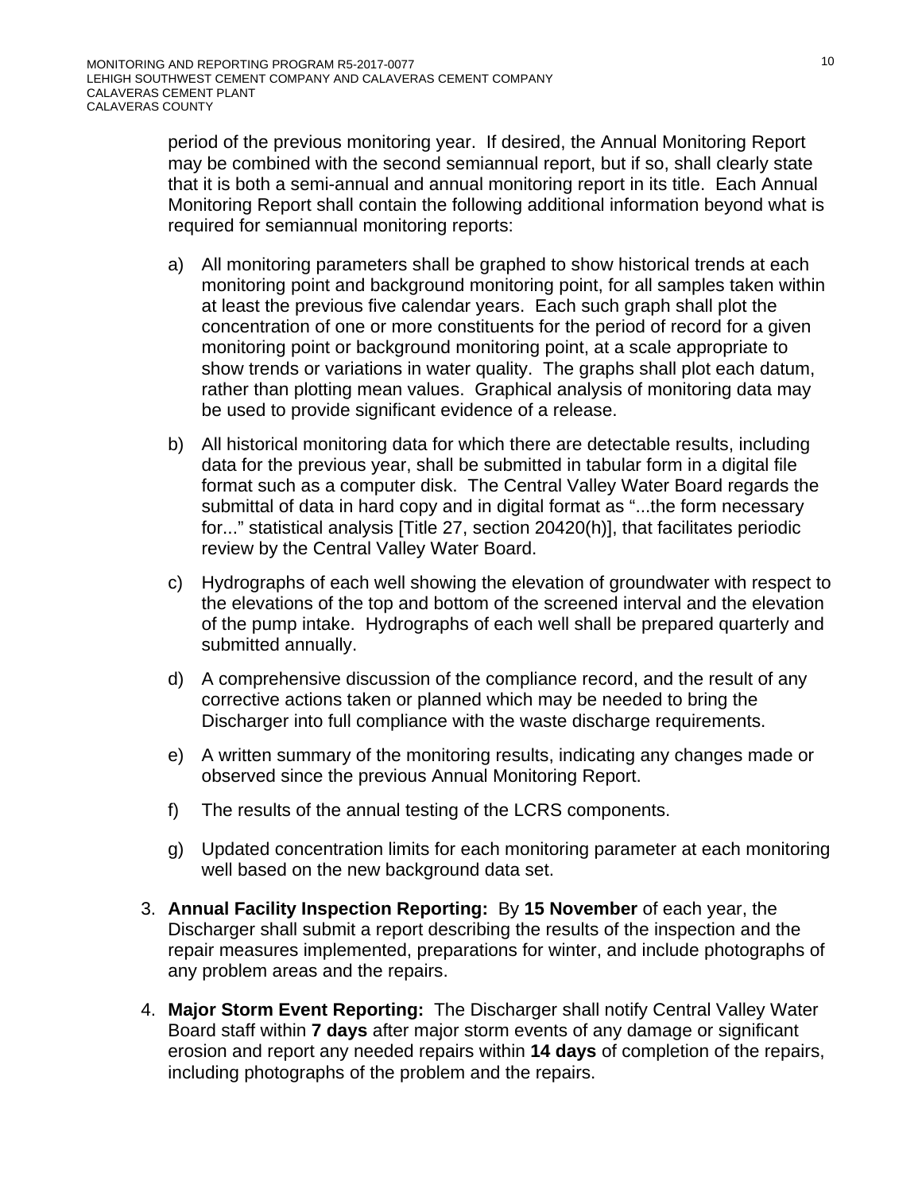period of the previous monitoring year. If desired, the Annual Monitoring Report may be combined with the second semiannual report, but if so, shall clearly state that it is both a semi-annual and annual monitoring report in its title. Each Annual Monitoring Report shall contain the following additional information beyond what is required for semiannual monitoring reports:

a) All monitoring parameters shall be graphed to show historical trends at each monitoring point and background monitoring point, for all samples taken within at least the previous five calendar years. Each such graph shall plot the concentration of one or more constituents for the period of record for a given monitoring point or background monitoring point, at a scale appropriate to show trends or variations in water quality. The graphs shall plot each datum, rather than plotting mean values. Graphical analysis of monitoring data may be used to provide significant evidence of a release.

b) All historical monitoring data for which there are detectable results, including data for the previous year, shall be submitted in tabular form in a digital file format such as a computer disk. The Central Valley Water Board regards the submittal of data in hard copy and in digital format as "...the form necessary for..." statistical analysis [Title 27, section 20420(h)], that facilitates periodic review by the Central Valley Water Board.

c) Hydrographs of each well showing the elevation of groundwater with respect to the elevations of the top and bottom of the screened interval and the elevation of the pump intake. Hydrographs of each well shall be prepared quarterly and submitted annually.

d) A comprehensive discussion of the compliance record, and the result of any corrective actions taken or planned which may be needed to bring the Discharger into full compliance with the waste discharge requirements.

e) A written summary of the monitoring results, indicating any changes made or observed since the previous Annual Monitoring Report.

f) The results of the annual testing of the LCRS components.

g) Updated concentration limits for each monitoring parameter at each monitoring well based on the new background data set.

3. **Annual Facility Inspection Reporting:** By **15 November** of each year, the Discharger shall submit a report describing the results of the inspection and the repair measures implemented, preparations for winter, and include photographs of any problem areas and the repairs.

4. **Major Storm Event Reporting:** The Discharger shall notify Central Valley Water Board staff within **7 days** after major storm events of any damage or significant erosion and report any needed repairs within **14 days** of completion of the repairs, including photographs of the problem and the repairs.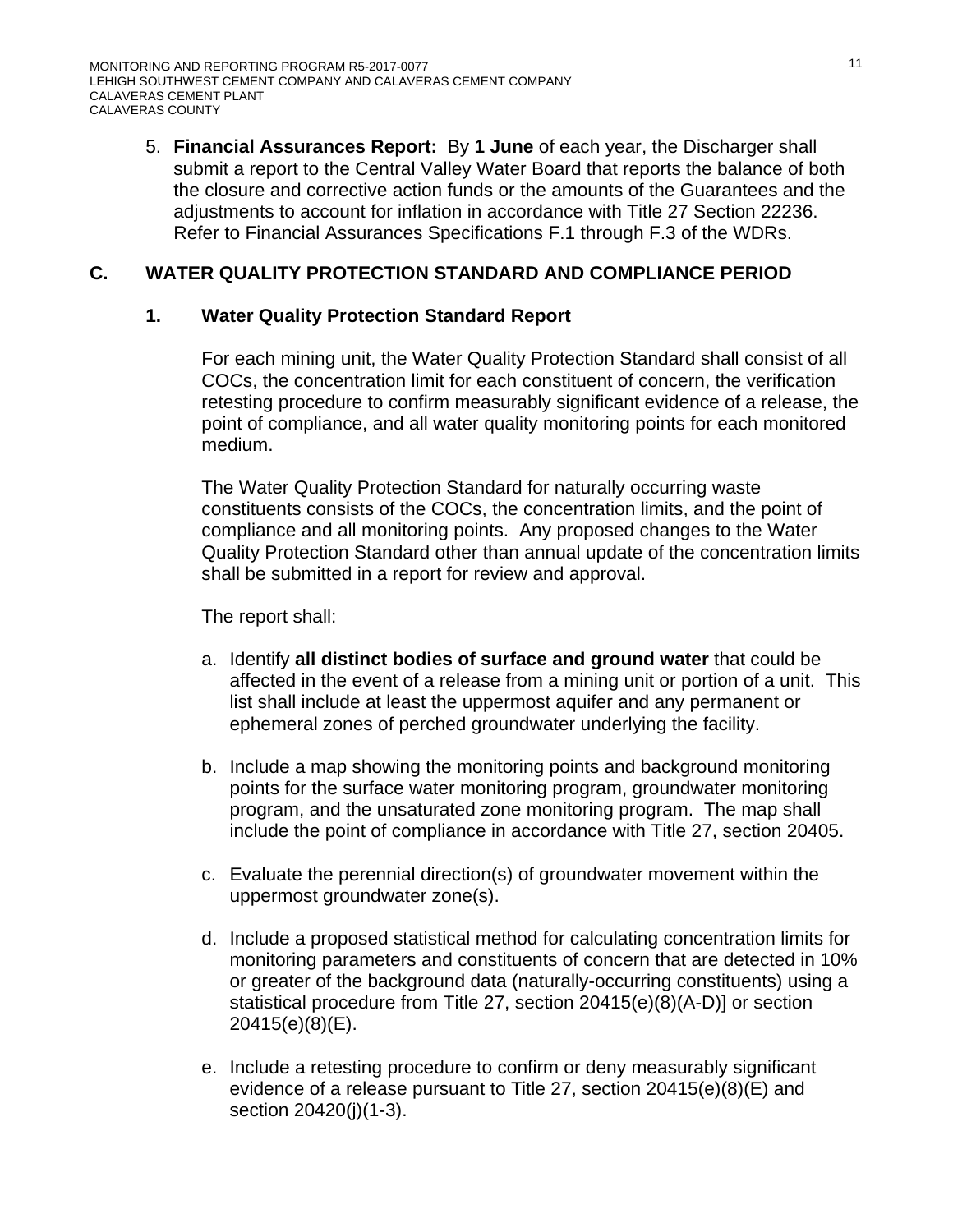5. **Financial Assurances Report:** By **1 June** of each year, the Discharger shall submit a report to the Central Valley Water Board that reports the balance of both the closure and corrective action funds or the amounts of the Guarantees and the adjustments to account for inflation in accordance with Title 27 Section 22236. Refer to Financial Assurances Specifications F.1 through F.3 of the WDRs.

## C. WATER QUALITY PROTECTION STANDARD AND COMPLIANCE PERIOD

### 1. Water Quality Protection Standard Report

For each mining unit, the Water Quality Protection Standard shall consist of all COCs, the concentration limit for each constituent of concern, the verification retesting procedure to confirm measurably significant evidence of a release, the point of compliance, and all water quality monitoring points for each monitored medium.

The Water Quality Protection Standard for naturally occurring waste constituents consists of the COCs, the concentration limits, and the point of compliance and all monitoring points. Any proposed changes to the Water Quality Protection Standard other than annual update of the concentration limits shall be submitted in a report for review and approval.

The report shall:

a. Identify **all distinct bodies of surface and ground water** that could be affected in the event of a release from a mining unit or portion of a unit. This list shall include at least the uppermost aquifer and any permanent or ephemeral zones of perched groundwater underlying the facility.

b. Include a map showing the monitoring points and background monitoring points for the surface water monitoring program, groundwater monitoring program, and the unsaturated zone monitoring program. The map shall include the point of compliance in accordance with Title 27, section 20405.

c. Evaluate the perennial direction(s) of groundwater movement within the uppermost groundwater zone(s).

d. Include a proposed statistical method for calculating concentration limits for monitoring parameters and constituents of concern that are detected in 10% or greater of the background data (naturally-occurring constituents) using a statistical procedure from Title 27, section 20415(e)(8)(A-D)] or section 20415(e)(8)(E).

e. Include a retesting procedure to confirm or deny measurably significant evidence of a release pursuant to Title 27, section 20415(e)(8)(E) and section 20420(j)(1-3).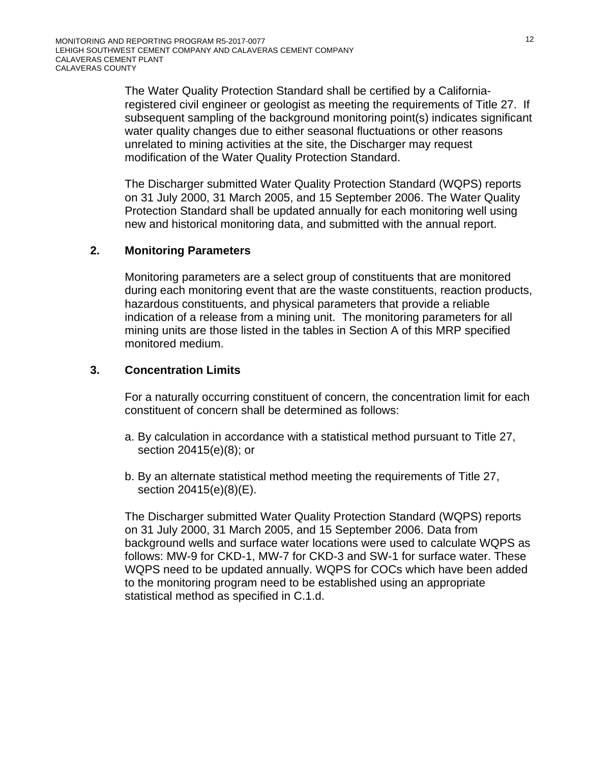The Water Quality Protection Standard shall be certified by a California-registered civil engineer or geologist as meeting the requirements of Title 27. If subsequent sampling of the background monitoring point(s) indicates significant water quality changes due to either seasonal fluctuations or other reasons unrelated to mining activities at the site, the Discharger may request modification of the Water Quality Protection Standard.

The Discharger submitted Water Quality Protection Standard (WQPS) reports on 31 July 2000, 31 March 2005, and 15 September 2006. The Water Quality Protection Standard shall be updated annually for each monitoring well using new and historical monitoring data, and submitted with the annual report.

### 2. Monitoring Parameters

Monitoring parameters are a select group of constituents that are monitored during each monitoring event that are the waste constituents, reaction products, hazardous constituents, and physical parameters that provide a reliable indication of a release from a mining unit. The monitoring parameters for all mining units are those listed in the tables in Section A of this MRP specified monitored medium.

### 3. Concentration Limits

For a naturally occurring constituent of concern, the concentration limit for each constituent of concern shall be determined as follows:

a. By calculation in accordance with a statistical method pursuant to Title 27, section 20415(e)(8); or

b. By an alternate statistical method meeting the requirements of Title 27, section 20415(e)(8)(E).

The Discharger submitted Water Quality Protection Standard (WQPS) reports on 31 July 2000, 31 March 2005, and 15 September 2006. Data from background wells and surface water locations were used to calculate WQPS as follows: MW-9 for CKD-1, MW-7 for CKD-3 and SW-1 for surface water. These WQPS need to be updated annually. WQPS for COCs which have been added to the monitoring program need to be established using an appropriate statistical method as specified in C.1.d.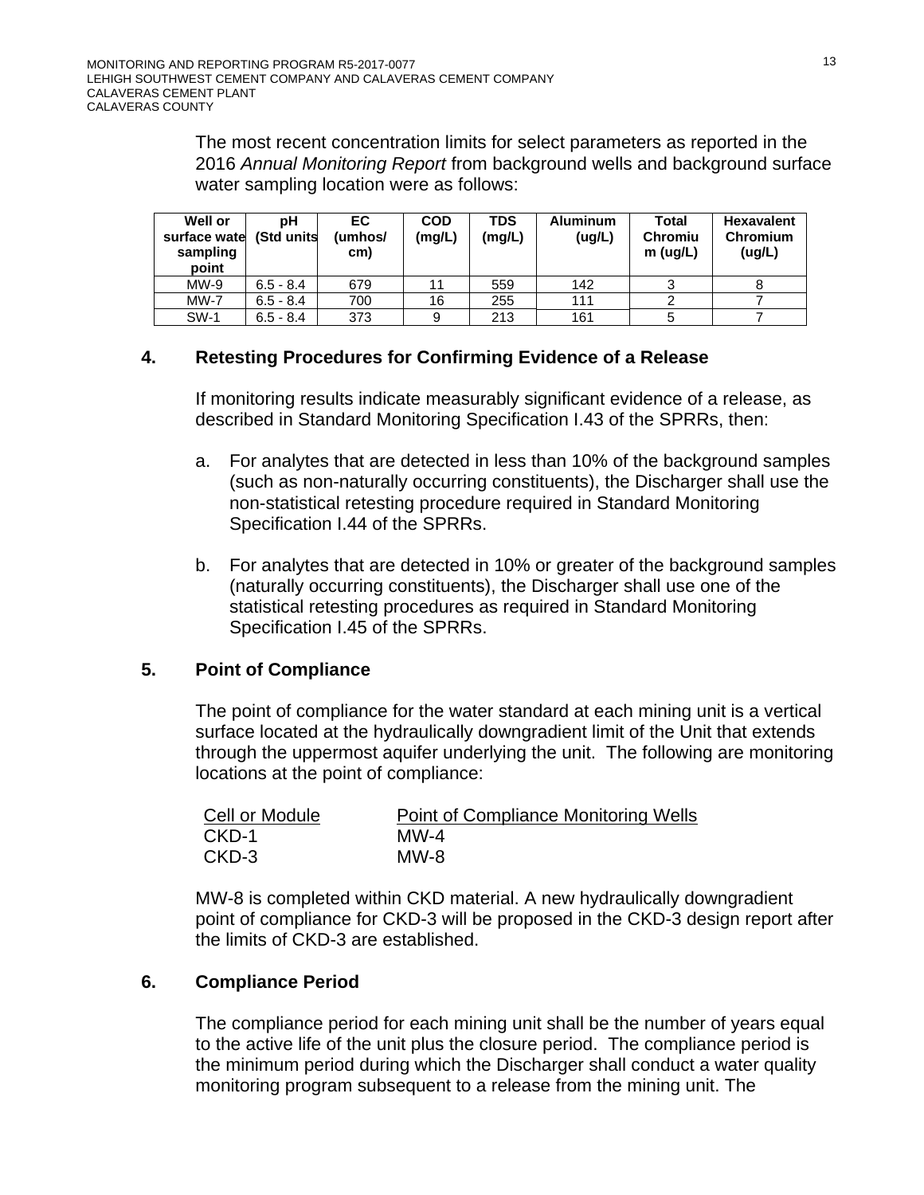The most recent concentration limits for select parameters as reported in the 2016 *Annual Monitoring Report* from background wells and background surface water sampling location were as follows:

| Well or surface water sampling point | pH (Std units) | EC (umhos/cm) | COD (mg/L) | TDS (mg/L) | Aluminum (ug/L) | Total Chromium (ug/L) | Hexavalent Chromium (ug/L) |
|---|---|---|---|---|---|---|---|
| MW-9 | 6.5 - 8.4 | 679 | 11 | 559 | 142 | 3 | 8 |
| MW-7 | 6.5 - 8.4 | 700 | 16 | 255 | 111 | 2 | 7 |
| SW-1 | 6.5 - 8.4 | 373 | 9 | 213 | 161 | 5 | 7 |

## 4. Retesting Procedures for Confirming Evidence of a Release

If monitoring results indicate measurably significant evidence of a release, as described in Standard Monitoring Specification I.43 of the SPRRs, then:

a. For analytes that are detected in less than 10% of the background samples (such as non-naturally occurring constituents), the Discharger shall use the non-statistical retesting procedure required in Standard Monitoring Specification I.44 of the SPRRs.

b. For analytes that are detected in 10% or greater of the background samples (naturally occurring constituents), the Discharger shall use one of the statistical retesting procedures as required in Standard Monitoring Specification I.45 of the SPRRs.

## 5. Point of Compliance

The point of compliance for the water standard at each mining unit is a vertical surface located at the hydraulically downgradient limit of the Unit that extends through the uppermost aquifer underlying the unit. The following are monitoring locations at the point of compliance:

| Cell or Module | Point of Compliance Monitoring Wells |
|---|---|
| CKD-1 | MW-4 |
| CKD-3 | MW-8 |

MW-8 is completed within CKD material. A new hydraulically downgradient point of compliance for CKD-3 will be proposed in the CKD-3 design report after the limits of CKD-3 are established.

## 6. Compliance Period

The compliance period for each mining unit shall be the number of years equal to the active life of the unit plus the closure period. The compliance period is the minimum period during which the Discharger shall conduct a water quality monitoring program subsequent to a release from the mining unit. The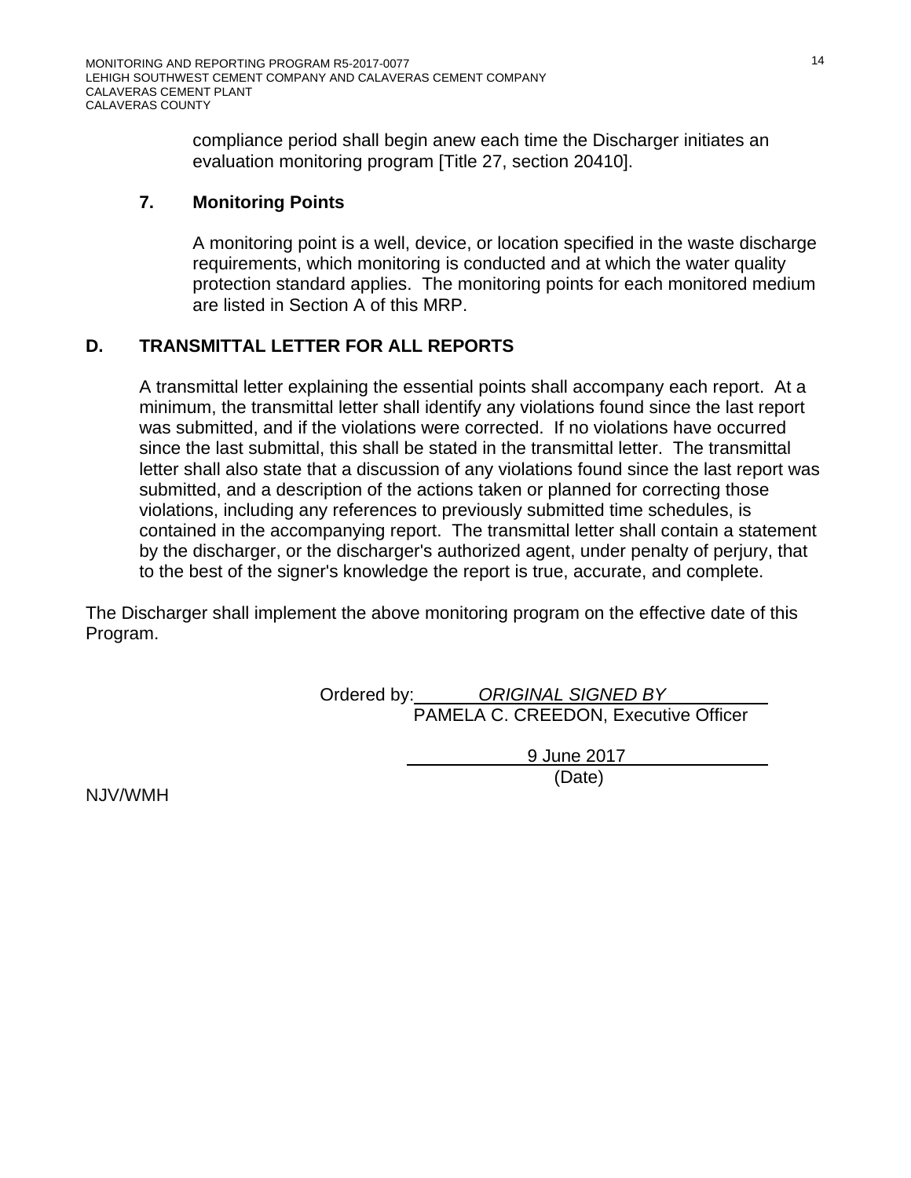compliance period shall begin anew each time the Discharger initiates an evaluation monitoring program [Title 27, section 20410].

### 7. Monitoring Points

A monitoring point is a well, device, or location specified in the waste discharge requirements, which monitoring is conducted and at which the water quality protection standard applies. The monitoring points for each monitored medium are listed in Section A of this MRP.

## D. TRANSMITTAL LETTER FOR ALL REPORTS

A transmittal letter explaining the essential points shall accompany each report. At a minimum, the transmittal letter shall identify any violations found since the last report was submitted, and if the violations were corrected. If no violations have occurred since the last submittal, this shall be stated in the transmittal letter. The transmittal letter shall also state that a discussion of any violations found since the last report was submitted, and a description of the actions taken or planned for correcting those violations, including any references to previously submitted time schedules, is contained in the accompanying report. The transmittal letter shall contain a statement by the discharger, or the discharger's authorized agent, under penalty of perjury, that to the best of the signer's knowledge the report is true, accurate, and complete.

The Discharger shall implement the above monitoring program on the effective date of this Program.

Ordered by: *ORIGINAL SIGNED BY*
PAMELA C. CREEDON, Executive Officer

9 June 2017
(Date)

NJV/WMH